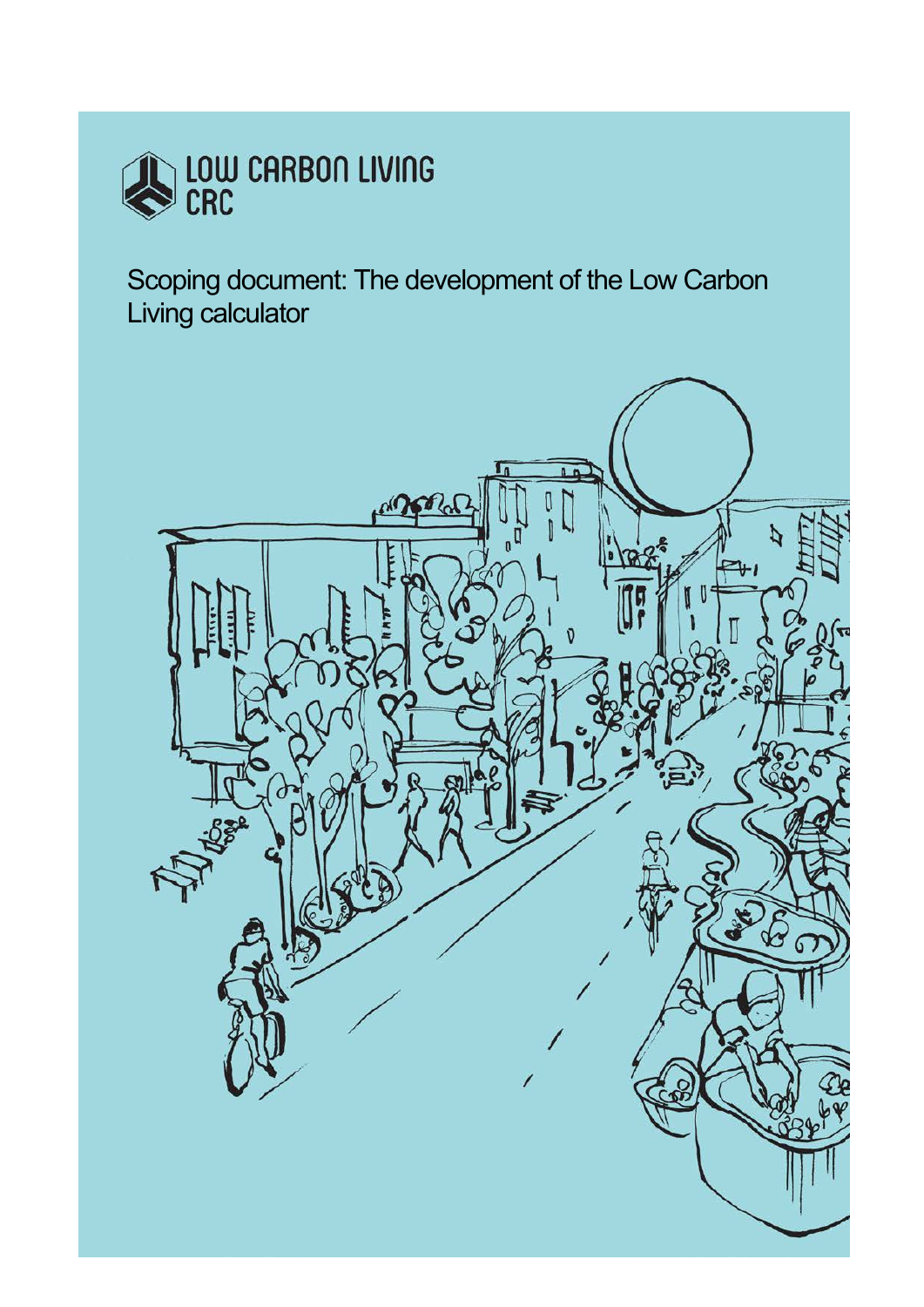LOW CARBON LIVING CRC

# Scoping document: The development of the Low Carbon Living calculator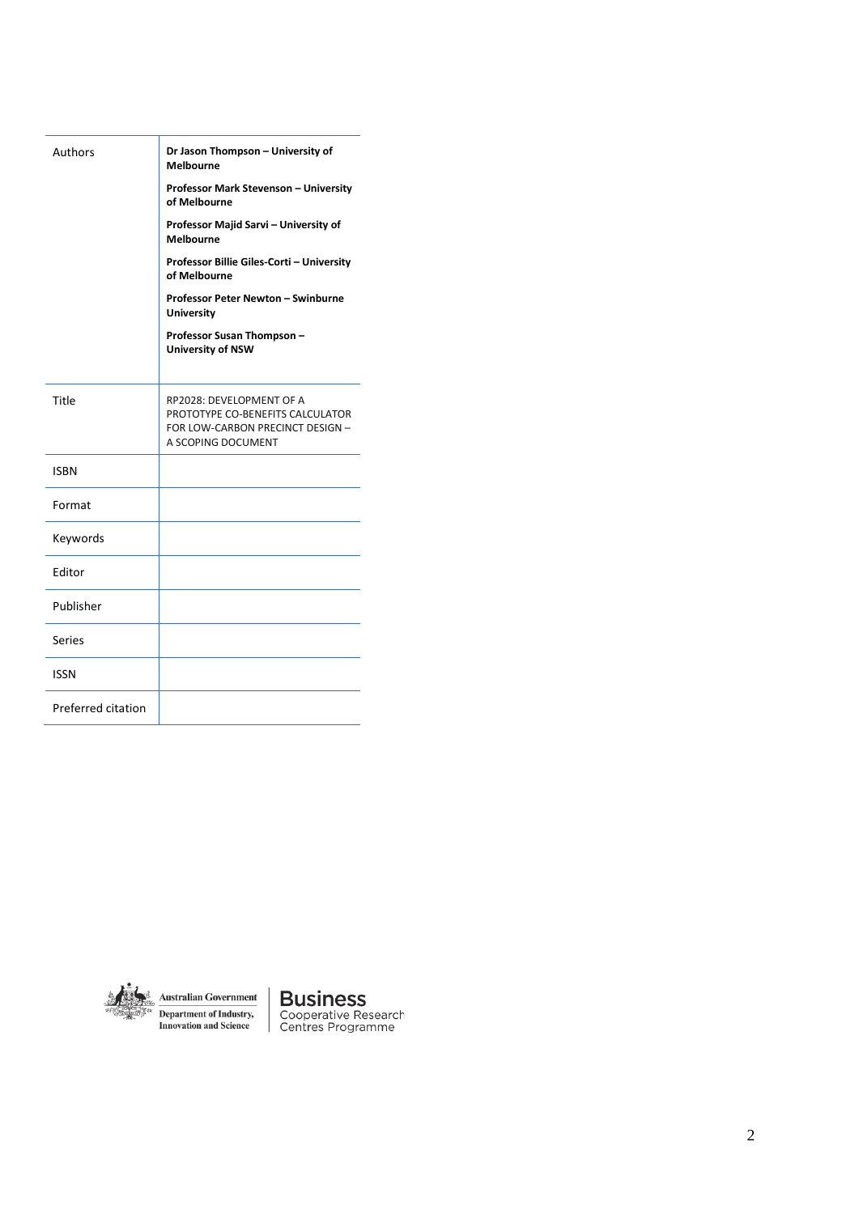| Authors | **Dr Jason Thompson – University of Melbourne**<br>**Professor Mark Stevenson – University of Melbourne**<br>**Professor Majid Sarvi – University of Melbourne**<br>**Professor Billie Giles-Corti – University of Melbourne**<br>**Professor Peter Newton – Swinburne University**<br>**Professor Susan Thompson – University of NSW** |
|---|---|
| Title | RP2028: DEVELOPMENT OF A PROTOTYPE CO-BENEFITS CALCULATOR FOR LOW-CARBON PRECINCT DESIGN – A SCOPING DOCUMENT |
| ISBN | |
| Format | |
| Keywords | |
| Editor | |
| Publisher | |
| Series | |
| ISSN | |
| Preferred citation | |

Australian Government
Department of Industry, Innovation and Science

Business Cooperative Research Centres Programme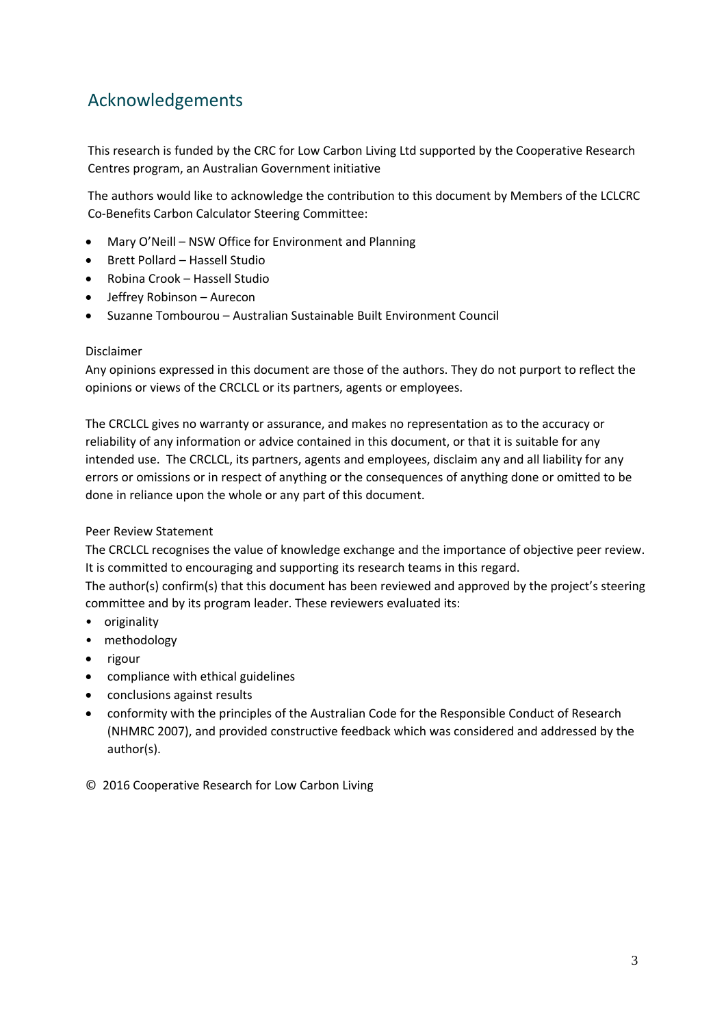## Acknowledgements

This research is funded by the CRC for Low Carbon Living Ltd supported by the Cooperative Research Centres program, an Australian Government initiative

The authors would like to acknowledge the contribution to this document by Members of the LCLCRC Co-Benefits Carbon Calculator Steering Committee:

- Mary O'Neill – NSW Office for Environment and Planning
- Brett Pollard – Hassell Studio
- Robina Crook – Hassell Studio
- Jeffrey Robinson – Aurecon
- Suzanne Tombourou – Australian Sustainable Built Environment Council

Disclaimer

Any opinions expressed in this document are those of the authors. They do not purport to reflect the opinions or views of the CRCLCL or its partners, agents or employees.

The CRCLCL gives no warranty or assurance, and makes no representation as to the accuracy or reliability of any information or advice contained in this document, or that it is suitable for any intended use. The CRCLCL, its partners, agents and employees, disclaim any and all liability for any errors or omissions or in respect of anything or the consequences of anything done or omitted to be done in reliance upon the whole or any part of this document.

Peer Review Statement

The CRCLCL recognises the value of knowledge exchange and the importance of objective peer review. It is committed to encouraging and supporting its research teams in this regard.

The author(s) confirm(s) that this document has been reviewed and approved by the project's steering committee and by its program leader. These reviewers evaluated its:

- originality
- methodology
- rigour
- compliance with ethical guidelines
- conclusions against results
- conformity with the principles of the Australian Code for the Responsible Conduct of Research (NHMRC 2007), and provided constructive feedback which was considered and addressed by the author(s).

© 2016 Cooperative Research for Low Carbon Living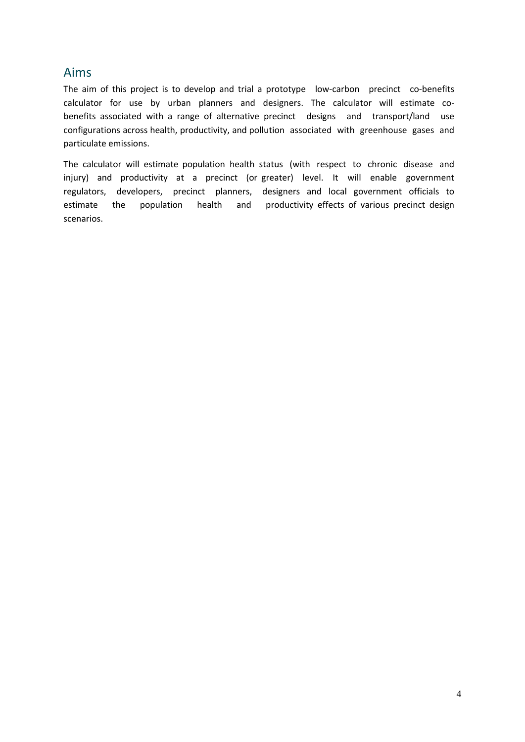## Aims

The aim of this project is to develop and trial a prototype low-carbon precinct co-benefits calculator for use by urban planners and designers. The calculator will estimate co-benefits associated with a range of alternative precinct designs and transport/land use configurations across health, productivity, and pollution associated with greenhouse gases and particulate emissions.

The calculator will estimate population health status (with respect to chronic disease and injury) and productivity at a precinct (or greater) level. It will enable government regulators, developers, precinct planners, designers and local government officials to estimate the population health and productivity effects of various precinct design scenarios.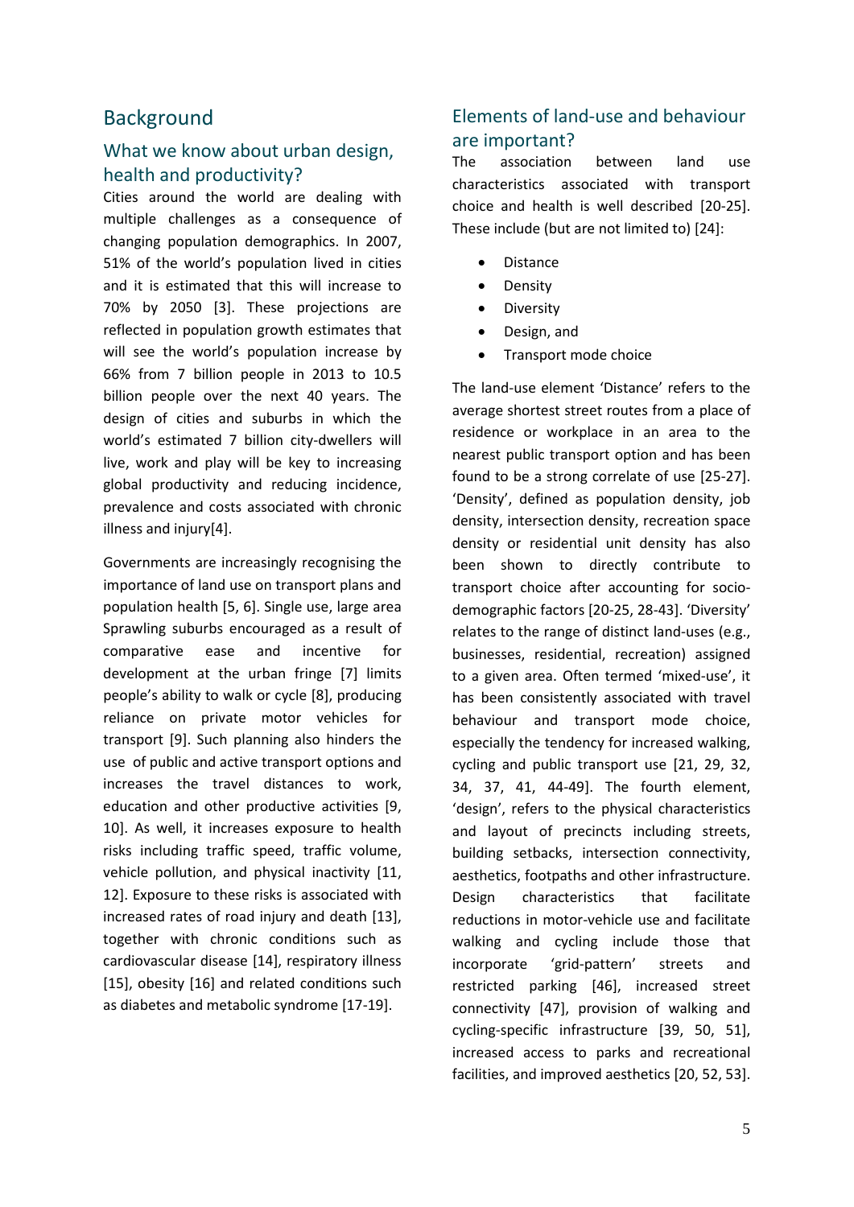# Background

## What we know about urban design, health and productivity?

Cities around the world are dealing with multiple challenges as a consequence of changing population demographics. In 2007, 51% of the world's population lived in cities and it is estimated that this will increase to 70% by 2050 [3]. These projections are reflected in population growth estimates that will see the world's population increase by 66% from 7 billion people in 2013 to 10.5 billion people over the next 40 years. The design of cities and suburbs in which the world's estimated 7 billion city-dwellers will live, work and play will be key to increasing global productivity and reducing incidence, prevalence and costs associated with chronic illness and injury[4].

Governments are increasingly recognising the importance of land use on transport plans and population health [5, 6]. Single use, large area Sprawling suburbs encouraged as a result of comparative ease and incentive for development at the urban fringe [7] limits people's ability to walk or cycle [8], producing reliance on private motor vehicles for transport [9]. Such planning also hinders the use of public and active transport options and increases the travel distances to work, education and other productive activities [9, 10]. As well, it increases exposure to health risks including traffic speed, traffic volume, vehicle pollution, and physical inactivity [11, 12]. Exposure to these risks is associated with increased rates of road injury and death [13], together with chronic conditions such as cardiovascular disease [14], respiratory illness [15], obesity [16] and related conditions such as diabetes and metabolic syndrome [17-19].

## Elements of land-use and behaviour are important?

The association between land use characteristics associated with transport choice and health is well described [20-25]. These include (but are not limited to) [24]:

- Distance
- Density
- Diversity
- Design, and
- Transport mode choice

The land-use element 'Distance' refers to the average shortest street routes from a place of residence or workplace in an area to the nearest public transport option and has been found to be a strong correlate of use [25-27]. 'Density', defined as population density, job density, intersection density, recreation space density or residential unit density has also been shown to directly contribute to transport choice after accounting for socio-demographic factors [20-25, 28-43]. 'Diversity' relates to the range of distinct land-uses (e.g., businesses, residential, recreation) assigned to a given area. Often termed 'mixed-use', it has been consistently associated with travel behaviour and transport mode choice, especially the tendency for increased walking, cycling and public transport use [21, 29, 32, 34, 37, 41, 44-49]. The fourth element, 'design', refers to the physical characteristics and layout of precincts including streets, building setbacks, intersection connectivity, aesthetics, footpaths and other infrastructure. Design characteristics that facilitate reductions in motor-vehicle use and facilitate walking and cycling include those that incorporate 'grid-pattern' streets and restricted parking [46], increased street connectivity [47], provision of walking and cycling-specific infrastructure [39, 50, 51], increased access to parks and recreational facilities, and improved aesthetics [20, 52, 53].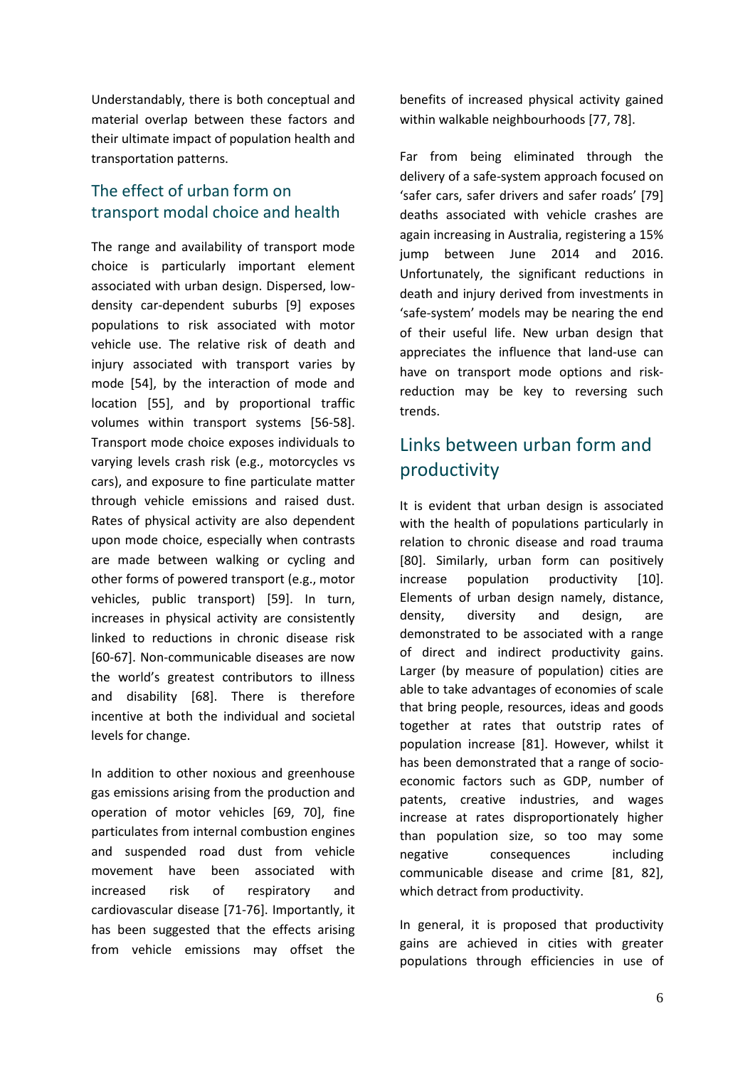Understandably, there is both conceptual and material overlap between these factors and their ultimate impact of population health and transportation patterns.

## The effect of urban form on transport modal choice and health

The range and availability of transport mode choice is particularly important element associated with urban design. Dispersed, low-density car-dependent suburbs [9] exposes populations to risk associated with motor vehicle use. The relative risk of death and injury associated with transport varies by mode [54], by the interaction of mode and location [55], and by proportional traffic volumes within transport systems [56-58]. Transport mode choice exposes individuals to varying levels crash risk (e.g., motorcycles vs cars), and exposure to fine particulate matter through vehicle emissions and raised dust. Rates of physical activity are also dependent upon mode choice, especially when contrasts are made between walking or cycling and other forms of powered transport (e.g., motor vehicles, public transport) [59]. In turn, increases in physical activity are consistently linked to reductions in chronic disease risk [60-67]. Non-communicable diseases are now the world's greatest contributors to illness and disability [68]. There is therefore incentive at both the individual and societal levels for change.

In addition to other noxious and greenhouse gas emissions arising from the production and operation of motor vehicles [69, 70], fine particulates from internal combustion engines and suspended road dust from vehicle movement have been associated with increased risk of respiratory and cardiovascular disease [71-76]. Importantly, it has been suggested that the effects arising from vehicle emissions may offset the benefits of increased physical activity gained within walkable neighbourhoods [77, 78].

Far from being eliminated through the delivery of a safe-system approach focused on 'safer cars, safer drivers and safer roads' [79] deaths associated with vehicle crashes are again increasing in Australia, registering a 15% jump between June 2014 and 2016. Unfortunately, the significant reductions in death and injury derived from investments in 'safe-system' models may be nearing the end of their useful life. New urban design that appreciates the influence that land-use can have on transport mode options and risk-reduction may be key to reversing such trends.

## Links between urban form and productivity

It is evident that urban design is associated with the health of populations particularly in relation to chronic disease and road trauma [80]. Similarly, urban form can positively increase population productivity [10]. Elements of urban design namely, distance, density, diversity and design, are demonstrated to be associated with a range of direct and indirect productivity gains. Larger (by measure of population) cities are able to take advantages of economies of scale that bring people, resources, ideas and goods together at rates that outstrip rates of population increase [81]. However, whilst it has been demonstrated that a range of socio-economic factors such as GDP, number of patents, creative industries, and wages increase at rates disproportionately higher than population size, so too may some negative consequences including communicable disease and crime [81, 82], which detract from productivity.

In general, it is proposed that productivity gains are achieved in cities with greater populations through efficiencies in use of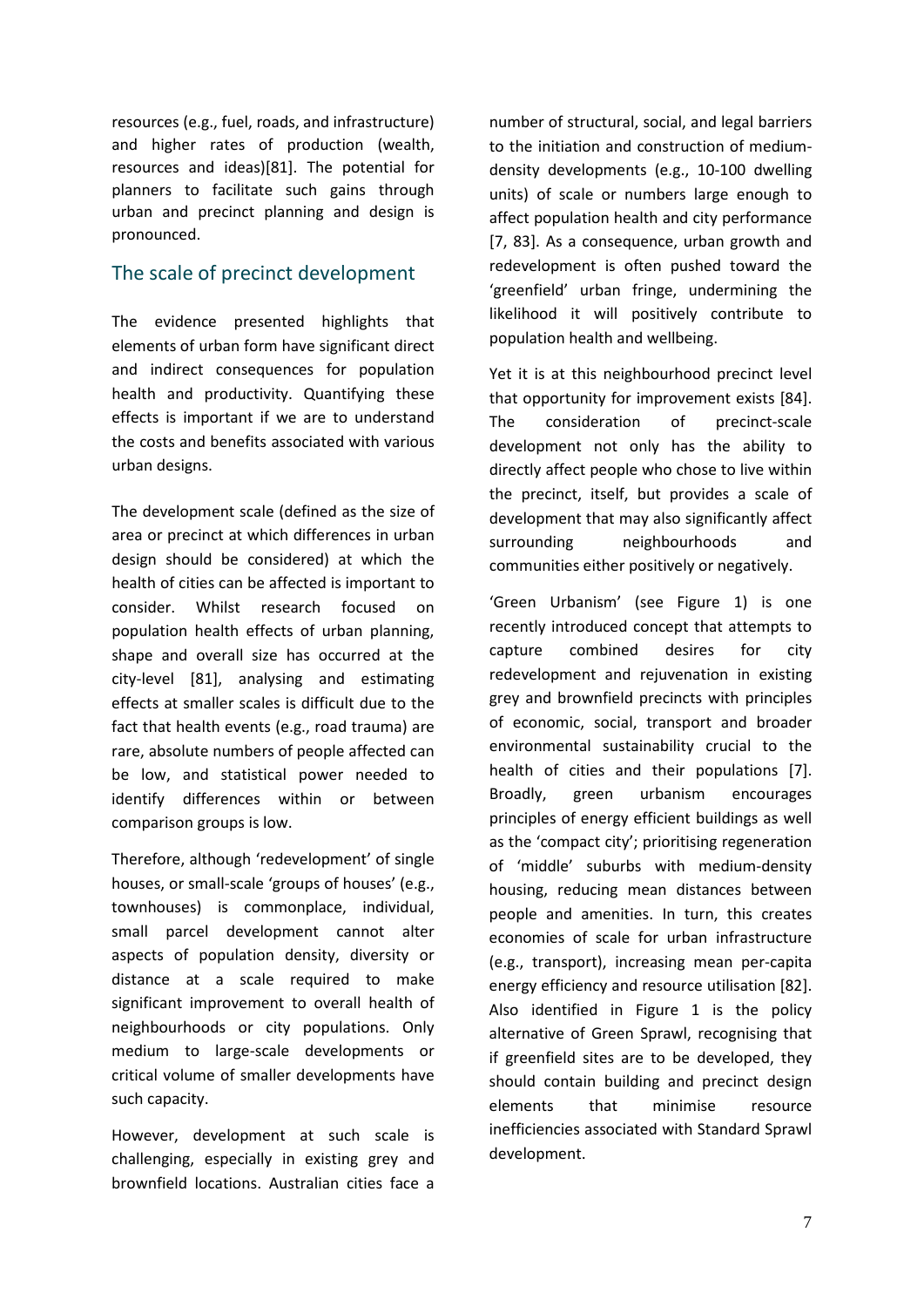resources (e.g., fuel, roads, and infrastructure) and higher rates of production (wealth, resources and ideas)[81]. The potential for planners to facilitate such gains through urban and precinct planning and design is pronounced.

## The scale of precinct development

The evidence presented highlights that elements of urban form have significant direct and indirect consequences for population health and productivity. Quantifying these effects is important if we are to understand the costs and benefits associated with various urban designs.

The development scale (defined as the size of area or precinct at which differences in urban design should be considered) at which the health of cities can be affected is important to consider. Whilst research focused on population health effects of urban planning, shape and overall size has occurred at the city-level [81], analysing and estimating effects at smaller scales is difficult due to the fact that health events (e.g., road trauma) are rare, absolute numbers of people affected can be low, and statistical power needed to identify differences within or between comparison groups is low.

Therefore, although 'redevelopment' of single houses, or small-scale 'groups of houses' (e.g., townhouses) is commonplace, individual, small parcel development cannot alter aspects of population density, diversity or distance at a scale required to make significant improvement to overall health of neighbourhoods or city populations. Only medium to large-scale developments or critical volume of smaller developments have such capacity.

However, development at such scale is challenging, especially in existing grey and brownfield locations. Australian cities face a number of structural, social, and legal barriers to the initiation and construction of medium-density developments (e.g., 10-100 dwelling units) of scale or numbers large enough to affect population health and city performance [7, 83]. As a consequence, urban growth and redevelopment is often pushed toward the 'greenfield' urban fringe, undermining the likelihood it will positively contribute to population health and wellbeing.

Yet it is at this neighbourhood precinct level that opportunity for improvement exists [84]. The consideration of precinct-scale development not only has the ability to directly affect people who chose to live within the precinct, itself, but provides a scale of development that may also significantly affect surrounding neighbourhoods and communities either positively or negatively.

'Green Urbanism' (see Figure 1) is one recently introduced concept that attempts to capture combined desires for city redevelopment and rejuvenation in existing grey and brownfield precincts with principles of economic, social, transport and broader environmental sustainability crucial to the health of cities and their populations [7]. Broadly, green urbanism encourages principles of energy efficient buildings as well as the 'compact city'; prioritising regeneration of 'middle' suburbs with medium-density housing, reducing mean distances between people and amenities. In turn, this creates economies of scale for urban infrastructure (e.g., transport), increasing mean per-capita energy efficiency and resource utilisation [82]. Also identified in Figure 1 is the policy alternative of Green Sprawl, recognising that if greenfield sites are to be developed, they should contain building and precinct design elements that minimise resource inefficiencies associated with Standard Sprawl development.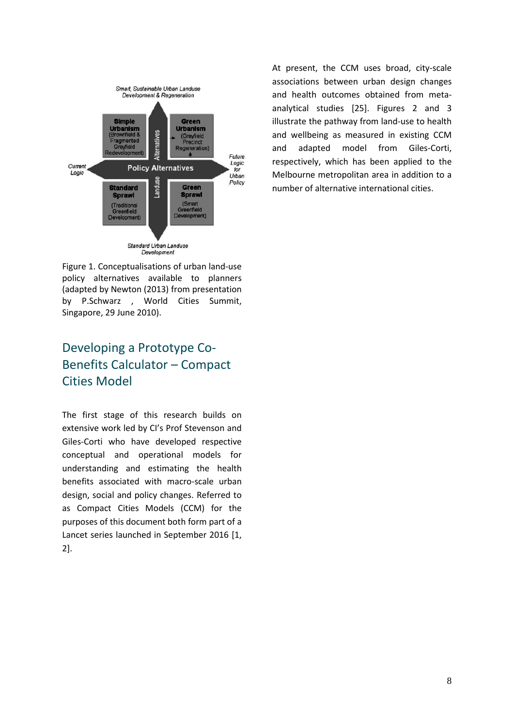Figure 1. Conceptualisations of urban land-use policy alternatives available to planners (adapted by Newton (2013) from presentation by P.Schwarz , World Cities Summit, Singapore, 29 June 2010).

## Developing a Prototype Co-Benefits Calculator – Compact Cities Model

The first stage of this research builds on extensive work led by CI's Prof Stevenson and Giles-Corti who have developed respective conceptual and operational models for understanding and estimating the health benefits associated with macro-scale urban design, social and policy changes. Referred to as Compact Cities Models (CCM) for the purposes of this document both form part of a Lancet series launched in September 2016 [1, 2].

At present, the CCM uses broad, city-scale associations between urban design changes and health outcomes obtained from meta-analytical studies [25]. Figures 2 and 3 illustrate the pathway from land-use to health and wellbeing as measured in existing CCM and adapted model from Giles-Corti, respectively, which has been applied to the Melbourne metropolitan area in addition to a number of alternative international cities.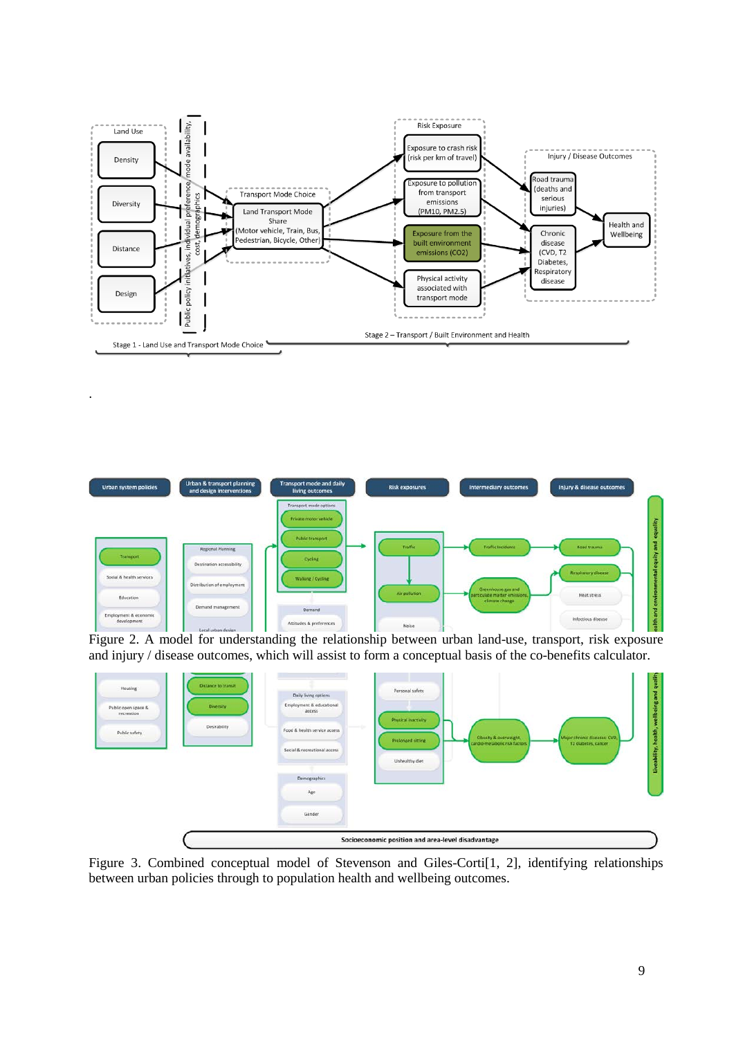.

Figure 2. A model for understanding the relationship between urban land-use, transport, risk exposure and injury / disease outcomes, which assist to form a conceptual basis of the co-benefits calculator.

Figure 3. Combined conceptual model of Stevenson and Giles-Corti[1, 2], identifying relationships between urban policies through to population health and wellbeing outcomes.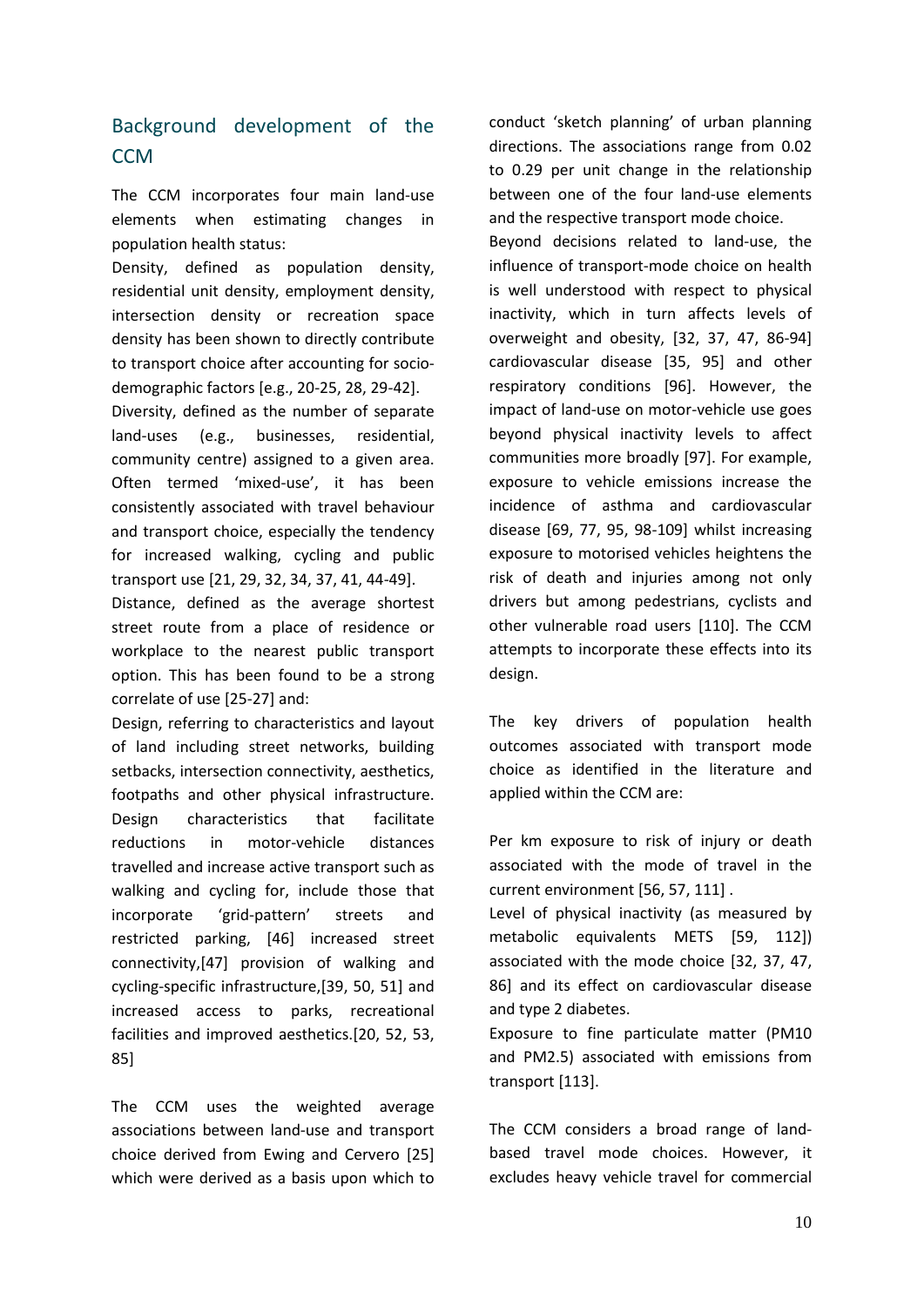## Background development of the CCM

The CCM incorporates four main land-use elements when estimating changes in population health status:

Density, defined as population density, residential unit density, employment density, intersection density or recreation space density has been shown to directly contribute to transport choice after accounting for socio-demographic factors [e.g., 20-25, 28, 29-42].

Diversity, defined as the number of separate land-uses (e.g., businesses, residential, community centre) assigned to a given area. Often termed 'mixed-use', it has been consistently associated with travel behaviour and transport choice, especially the tendency for increased walking, cycling and public transport use [21, 29, 32, 34, 37, 41, 44-49].

Distance, defined as the average shortest street route from a place of residence or workplace to the nearest public transport option. This has been found to be a strong correlate of use [25-27] and:

Design, referring to characteristics and layout of land including street networks, building setbacks, intersection connectivity, aesthetics, footpaths and other physical infrastructure. Design characteristics that facilitate reductions in motor-vehicle distances travelled and increase active transport such as walking and cycling for, include those that incorporate 'grid-pattern' streets and restricted parking, [46] increased street connectivity,[47] provision of walking and cycling-specific infrastructure,[39, 50, 51] and increased access to parks, recreational facilities and improved aesthetics.[20, 52, 53, 85]

The CCM uses the weighted average associations between land-use and transport choice derived from Ewing and Cervero [25] which were derived as a basis upon which to conduct 'sketch planning' of urban planning directions. The associations range from 0.02 to 0.29 per unit change in the relationship between one of the four land-use elements and the respective transport mode choice.

Beyond decisions related to land-use, the influence of transport-mode choice on health is well understood with respect to physical inactivity, which in turn affects levels of overweight and obesity, [32, 37, 47, 86-94] cardiovascular disease [35, 95] and other respiratory conditions [96]. However, the impact of land-use on motor-vehicle use goes beyond physical inactivity levels to affect communities more broadly [97]. For example, exposure to vehicle emissions increase the incidence of asthma and cardiovascular disease [69, 77, 95, 98-109] whilst increasing exposure to motorised vehicles heightens the risk of death and injuries among not only drivers but among pedestrians, cyclists and other vulnerable road users [110]. The CCM attempts to incorporate these effects into its design.

The key drivers of population health outcomes associated with transport mode choice as identified in the literature and applied within the CCM are:

Per km exposure to risk of injury or death associated with the mode of travel in the current environment [56, 57, 111] .

Level of physical inactivity (as measured by metabolic equivalents METS [59, 112]) associated with the mode choice [32, 37, 47, 86] and its effect on cardiovascular disease and type 2 diabetes.

Exposure to fine particulate matter (PM10 and PM2.5) associated with emissions from transport [113].

The CCM considers a broad range of land-based travel mode choices. However, it excludes heavy vehicle travel for commercial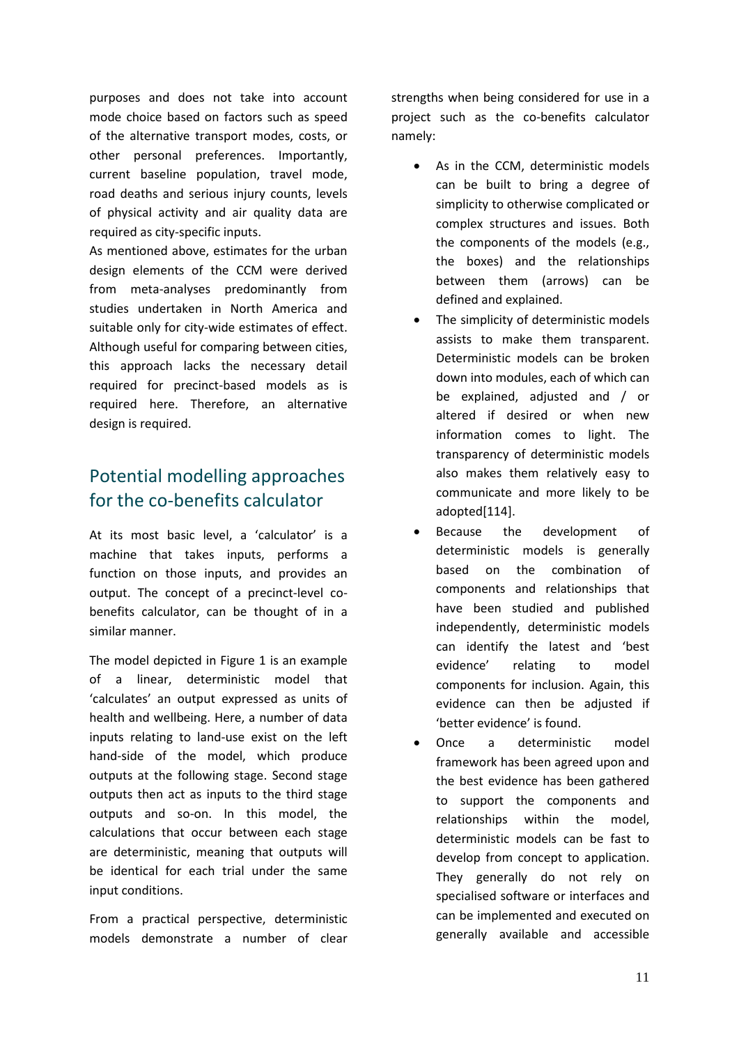purposes and does not take into account mode choice based on factors such as speed of the alternative transport modes, costs, or other personal preferences. Importantly, current baseline population, travel mode, road deaths and serious injury counts, levels of physical activity and air quality data are required as city-specific inputs.

As mentioned above, estimates for the urban design elements of the CCM were derived from meta-analyses predominantly from studies undertaken in North America and suitable only for city-wide estimates of effect. Although useful for comparing between cities, this approach lacks the necessary detail required for precinct-based models as is required here. Therefore, an alternative design is required.

## Potential modelling approaches for the co-benefits calculator

At its most basic level, a 'calculator' is a machine that takes inputs, performs a function on those inputs, and provides an output. The concept of a precinct-level co-benefits calculator, can be thought of in a similar manner.

The model depicted in Figure 1 is an example of a linear, deterministic model that 'calculates' an output expressed as units of health and wellbeing. Here, a number of data inputs relating to land-use exist on the left hand-side of the model, which produce outputs at the following stage. Second stage outputs then act as inputs to the third stage outputs and so-on. In this model, the calculations that occur between each stage are deterministic, meaning that outputs will be identical for each trial under the same input conditions.

From a practical perspective, deterministic models demonstrate a number of clear strengths when being considered for use in a project such as the co-benefits calculator namely:

- As in the CCM, deterministic models can be built to bring a degree of simplicity to otherwise complicated or complex structures and issues. Both the components of the models (e.g., the boxes) and the relationships between them (arrows) can be defined and explained.
- The simplicity of deterministic models assists to make them transparent. Deterministic models can be broken down into modules, each of which can be explained, adjusted and / or altered if desired or when new information comes to light. The transparency of deterministic models also makes them relatively easy to communicate and more likely to be adopted[114].
- Because the development of deterministic models is generally based on the combination of components and relationships that have been studied and published independently, deterministic models can identify the latest and 'best evidence' relating to model components for inclusion. Again, this evidence can then be adjusted if 'better evidence' is found.
- Once a deterministic model framework has been agreed upon and the best evidence has been gathered to support the components and relationships within the model, deterministic models can be fast to develop from concept to application. They generally do not rely on specialised software or interfaces and can be implemented and executed on generally available and accessible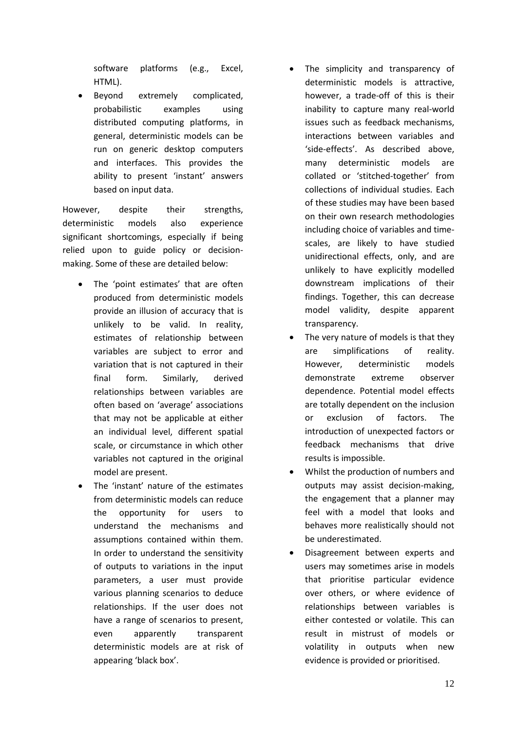software platforms (e.g., Excel, HTML).

- Beyond extremely complicated, probabilistic examples using distributed computing platforms, in general, deterministic models can be run on generic desktop computers and interfaces. This provides the ability to present 'instant' answers based on input data.

However, despite their strengths, deterministic models also experience significant shortcomings, especially if being relied upon to guide policy or decision-making. Some of these are detailed below:

- The 'point estimates' that are often produced from deterministic models provide an illusion of accuracy that is unlikely to be valid. In reality, estimates of relationship between variables are subject to error and variation that is not captured in their final form. Similarly, derived relationships between variables are often based on 'average' associations that may not be applicable at either an individual level, different spatial scale, or circumstance in which other variables not captured in the original model are present.
- The 'instant' nature of the estimates from deterministic models can reduce the opportunity for users to understand the mechanisms and assumptions contained within them. In order to understand the sensitivity of outputs to variations in the input parameters, a user must provide various planning scenarios to deduce relationships. If the user does not have a range of scenarios to present, even apparently transparent deterministic models are at risk of appearing 'black box'.
- The simplicity and transparency of deterministic models is attractive, however, a trade-off of this is their inability to capture many real-world issues such as feedback mechanisms, interactions between variables and 'side-effects'. As described above, many deterministic models are collated or 'stitched-together' from collections of individual studies. Each of these studies may have been based on their own research methodologies including choice of variables and time-scales, are likely to have studied unidirectional effects, only, and are unlikely to have explicitly modelled downstream implications of their findings. Together, this can decrease model validity, despite apparent transparency.
- The very nature of models is that they are simplifications of reality. However, deterministic models demonstrate extreme observer dependence. Potential model effects are totally dependent on the inclusion or exclusion of factors. The introduction of unexpected factors or feedback mechanisms that drive results is impossible.
- Whilst the production of numbers and outputs may assist decision-making, the engagement that a planner may feel with a model that looks and behaves more realistically should not be underestimated.
- Disagreement between experts and users may sometimes arise in models that prioritise particular evidence over others, or where evidence of relationships between variables is either contested or volatile. This can result in mistrust of models or volatility in outputs when new evidence is provided or prioritised.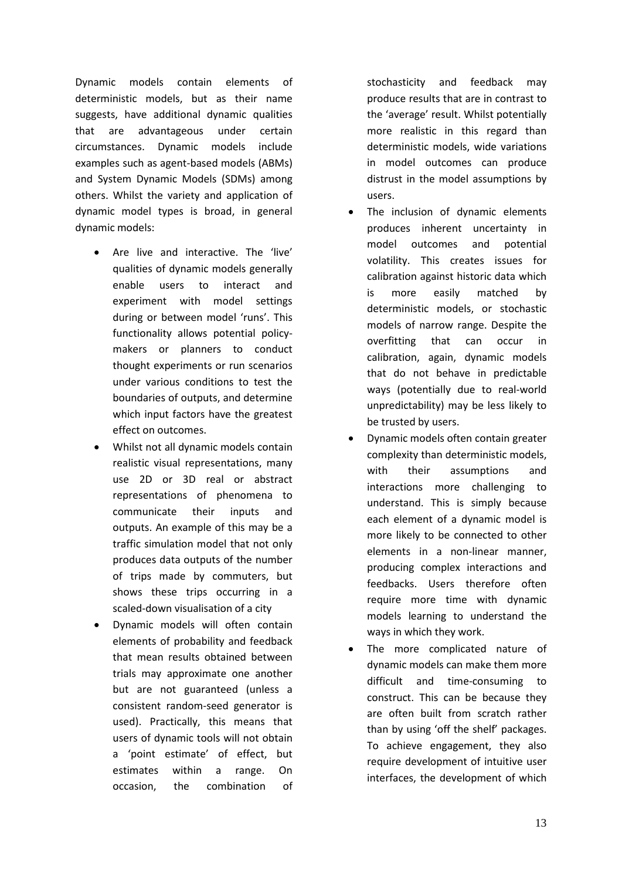Dynamic models contain elements of deterministic models, but as their name suggests, have additional dynamic qualities that are advantageous under certain circumstances. Dynamic models include examples such as agent-based models (ABMs) and System Dynamic Models (SDMs) among others. Whilst the variety and application of dynamic model types is broad, in general dynamic models:

- Are live and interactive. The 'live' qualities of dynamic models generally enable users to interact and experiment with model settings during or between model 'runs'. This functionality allows potential policy-makers or planners to conduct thought experiments or run scenarios under various conditions to test the boundaries of outputs, and determine which input factors have the greatest effect on outcomes.
- Whilst not all dynamic models contain realistic visual representations, many use 2D or 3D real or abstract representations of phenomena to communicate their inputs and outputs. An example of this may be a traffic simulation model that not only produces data outputs of the number of trips made by commuters, but shows these trips occurring in a scaled-down visualisation of a city
- Dynamic models will often contain elements of probability and feedback that mean results obtained between trials may approximate one another but are not guaranteed (unless a consistent random-seed generator is used). Practically, this means that users of dynamic tools will not obtain a 'point estimate' of effect, but estimates within a range. On occasion, the combination of stochasticity and feedback may produce results that are in contrast to the 'average' result. Whilst potentially more realistic in this regard than deterministic models, wide variations in model outcomes can produce distrust in the model assumptions by users.
- The inclusion of dynamic elements produces inherent uncertainty in model outcomes and potential volatility. This creates issues for calibration against historic data which is more easily matched by deterministic models, or stochastic models of narrow range. Despite the overfitting that can occur in calibration, again, dynamic models that do not behave in predictable ways (potentially due to real-world unpredictability) may be less likely to be trusted by users.
- Dynamic models often contain greater complexity than deterministic models, with their assumptions and interactions more challenging to understand. This is simply because each element of a dynamic model is more likely to be connected to other elements in a non-linear manner, producing complex interactions and feedbacks. Users therefore often require more time with dynamic models learning to understand the ways in which they work.
- The more complicated nature of dynamic models can make them more difficult and time-consuming to construct. This can be because they are often built from scratch rather than by using 'off the shelf' packages. To achieve engagement, they also require development of intuitive user interfaces, the development of which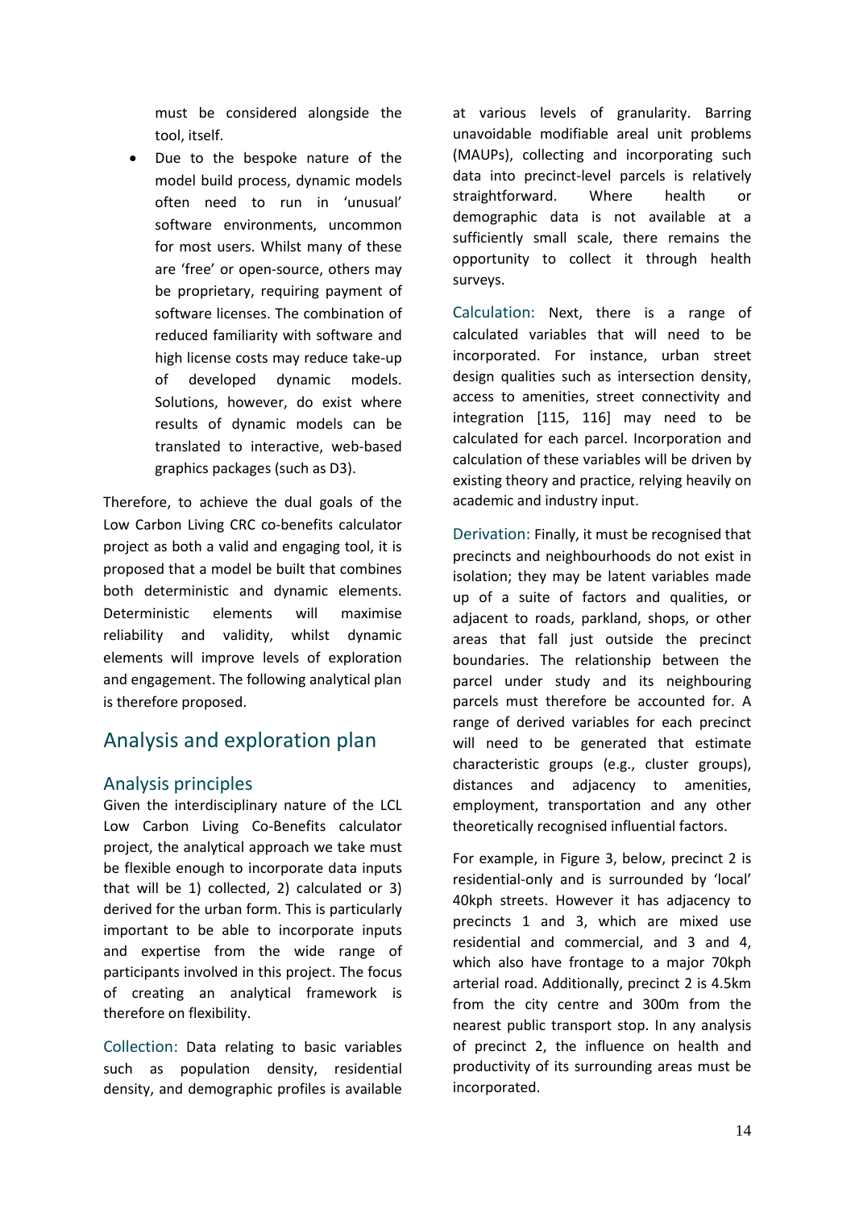must be considered alongside the tool, itself.

- Due to the bespoke nature of the model build process, dynamic models often need to run in 'unusual' software environments, uncommon for most users. Whilst many of these are 'free' or open-source, others may be proprietary, requiring payment of software licenses. The combination of reduced familiarity with software and high license costs may reduce take-up of developed dynamic models. Solutions, however, do exist where results of dynamic models can be translated to interactive, web-based graphics packages (such as D3).

Therefore, to achieve the dual goals of the Low Carbon Living CRC co-benefits calculator project as both a valid and engaging tool, it is proposed that a model be built that combines both deterministic and dynamic elements. Deterministic elements will maximise reliability and validity, whilst dynamic elements will improve levels of exploration and engagement. The following analytical plan is therefore proposed.

## Analysis and exploration plan

### Analysis principles

Given the interdisciplinary nature of the LCL Low Carbon Living Co-Benefits calculator project, the analytical approach we take must be flexible enough to incorporate data inputs that will be 1) collected, 2) calculated or 3) derived for the urban form. This is particularly important to be able to incorporate inputs and expertise from the wide range of participants involved in this project. The focus of creating an analytical framework is therefore on flexibility.

Collection: Data relating to basic variables such as population density, residential density, and demographic profiles is available at various levels of granularity. Barring unavoidable modifiable areal unit problems (MAUPs), collecting and incorporating such data into precinct-level parcels is relatively straightforward. Where health or demographic data is not available at a sufficiently small scale, there remains the opportunity to collect it through health surveys.

Calculation: Next, there is a range of calculated variables that will need to be incorporated. For instance, urban street design qualities such as intersection density, access to amenities, street connectivity and integration [115, 116] may need to be calculated for each parcel. Incorporation and calculation of these variables will be driven by existing theory and practice, relying heavily on academic and industry input.

Derivation: Finally, it must be recognised that precincts and neighbourhoods do not exist in isolation; they may be latent variables made up of a suite of factors and qualities, or adjacent to roads, parkland, shops, or other areas that fall just outside the precinct boundaries. The relationship between the parcel under study and its neighbouring parcels must therefore be accounted for. A range of derived variables for each precinct will need to be generated that estimate characteristic groups (e.g., cluster groups), distances and adjacency to amenities, employment, transportation and any other theoretically recognised influential factors.

For example, in Figure 3, below, precinct 2 is residential-only and is surrounded by 'local' 40kph streets. However it has adjacency to precincts 1 and 3, which are mixed use residential and commercial, and 3 and 4, which also have frontage to a major 70kph arterial road. Additionally, precinct 2 is 4.5km from the city centre and 300m from the nearest public transport stop. In any analysis of precinct 2, the influence on health and productivity of its surrounding areas must be incorporated.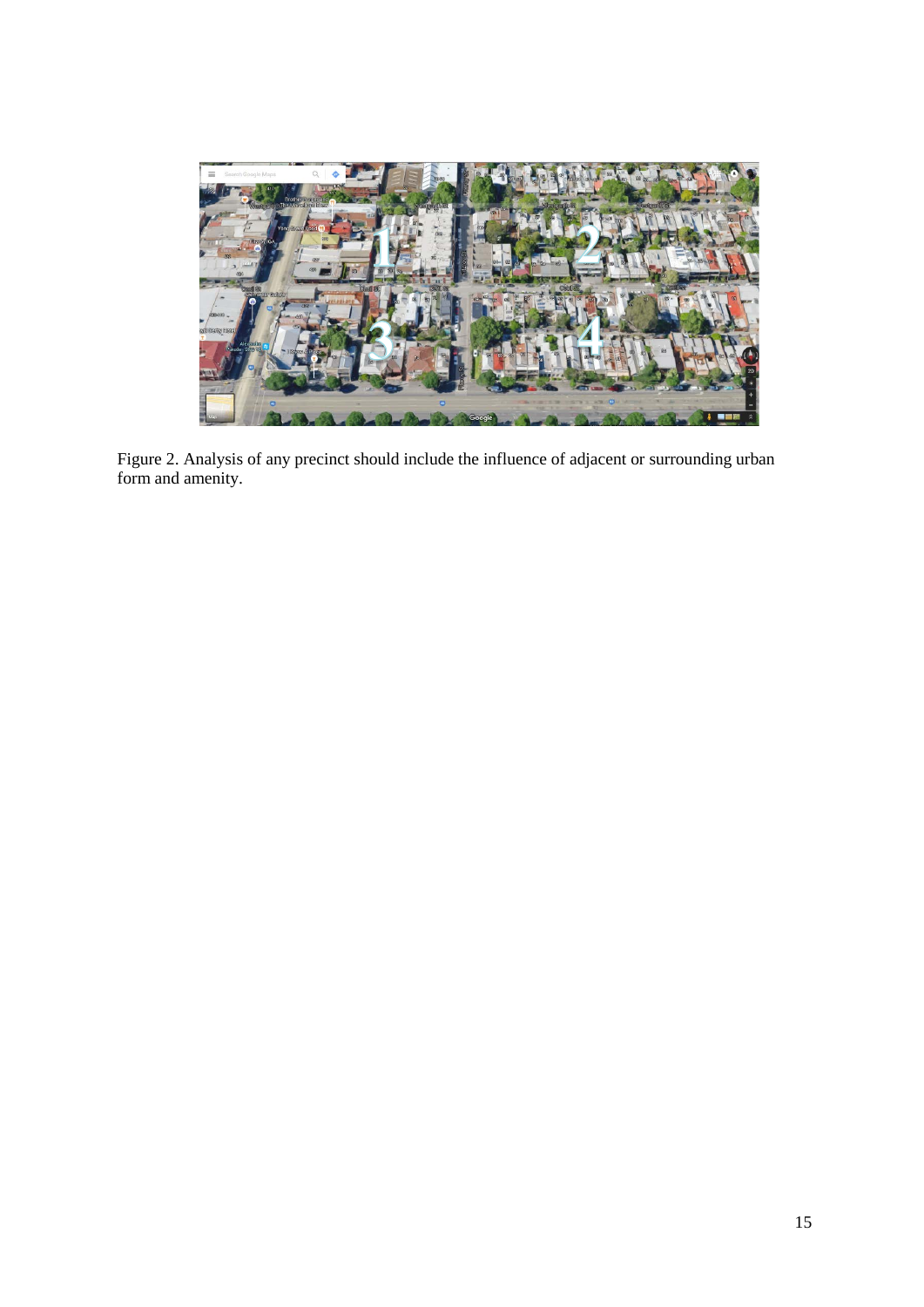Figure 2. Analysis of any precinct should include the influence of adjacent or surrounding urban form and amenity.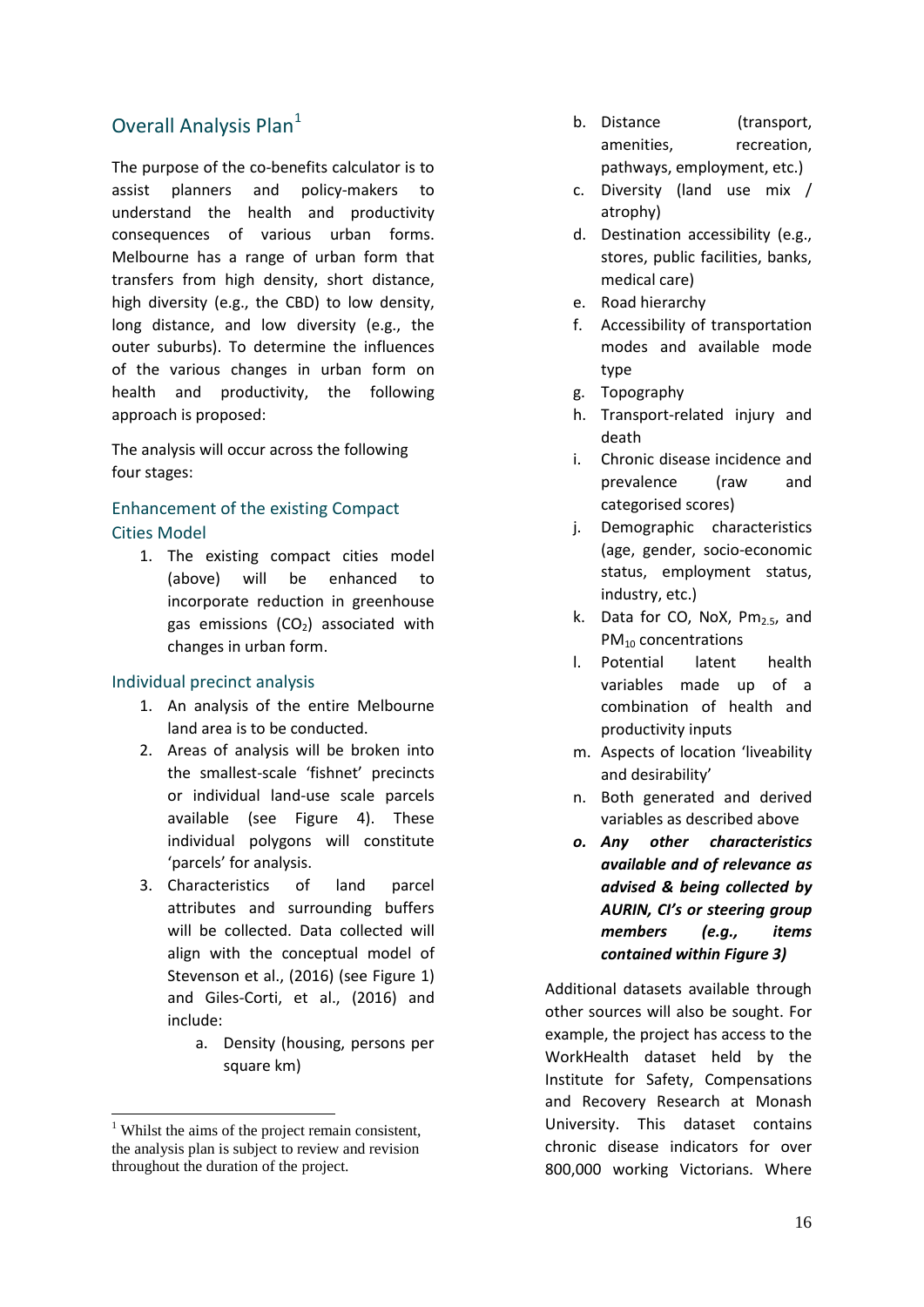## Overall Analysis Plan[1]

The purpose of the co-benefits calculator is to assist planners and policy-makers to understand the health and productivity consequences of various urban forms. Melbourne has a range of urban form that transfers from high density, short distance, high diversity (e.g., the CBD) to low density, long distance, and low diversity (e.g., the outer suburbs). To determine the influences of the various changes in urban form on health and productivity, the following approach is proposed:

The analysis will occur across the following four stages:

### Enhancement of the existing Compact Cities Model

1. The existing compact cities model (above) will be enhanced to incorporate reduction in greenhouse gas emissions ($CO_2$) associated with changes in urban form.

### Individual precinct analysis

1. An analysis of the entire Melbourne land area is to be conducted.
2. Areas of analysis will be broken into the smallest-scale 'fishnet' precincts or individual land-use scale parcels available (see Figure 4). These individual polygons will constitute 'parcels' for analysis.
3. Characteristics of land parcel attributes and surrounding buffers will be collected. Data collected will align with the conceptual model of Stevenson et al., (2016) (see Figure 1) and Giles-Corti, et al., (2016) and include:
    a. Density (housing, persons per square km)
    b. Distance (transport, amenities, recreation, pathways, employment, etc.)
    c. Diversity (land use mix / atrophy)
    d. Destination accessibility (e.g., stores, public facilities, banks, medical care)
    e. Road hierarchy
    f. Accessibility of transportation modes and available mode type
    g. Topography
    h. Transport-related injury and death
    i. Chronic disease incidence and prevalence (raw and categorised scores)
    j. Demographic characteristics (age, gender, socio-economic status, employment status, industry, etc.)
    k. Data for CO, NoX, $Pm_{2.5}$, and $PM_{10}$ concentrations
    l. Potential latent health variables made up of a combination of health and productivity inputs
    m. Aspects of location 'liveability and desirability'
    n. Both generated and derived variables as described above
    o. ***Any other characteristics available and of relevance as advised & being collected by AURIN, CI's or steering group members (e.g., items contained within Figure 3)***

Additional datasets available through other sources will also be sought. For example, the project has access to the WorkHealth dataset held by the Institute for Safety, Compensations and Recovery Research at Monash University. This dataset contains chronic disease indicators for over 800,000 working Victorians. Where

[1] Whilst the aims of the project remain consistent, the analysis plan is subject to review and revision throughout the duration of the project.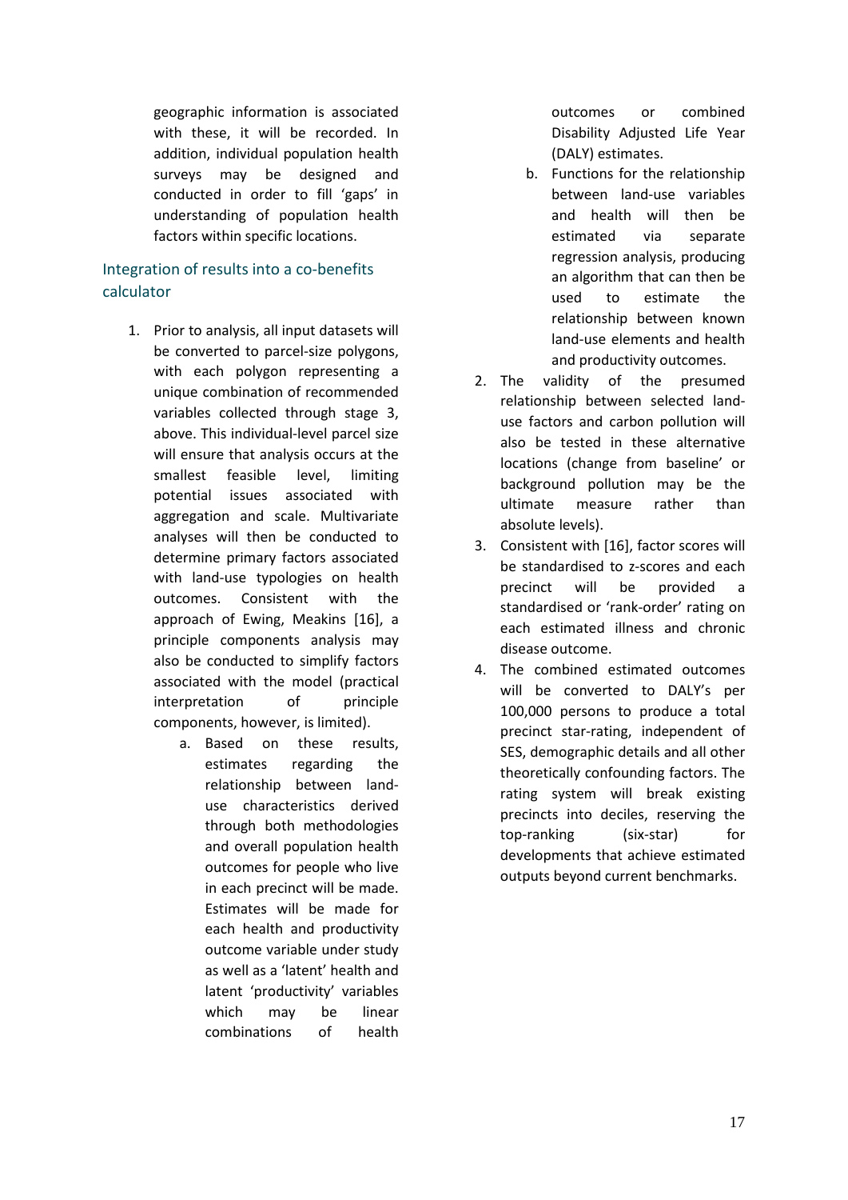geographic information is associated with these, it will be recorded. In addition, individual population health surveys may be designed and conducted in order to fill 'gaps' in understanding of population health factors within specific locations.

## Integration of results into a co-benefits calculator

1. Prior to analysis, all input datasets will be converted to parcel-size polygons, with each polygon representing a unique combination of recommended variables collected through stage 3, above. This individual-level parcel size will ensure that analysis occurs at the smallest feasible level, limiting potential issues associated with aggregation and scale. Multivariate analyses will then be conducted to determine primary factors associated with land-use typologies on health outcomes. Consistent with the approach of Ewing, Meakins [16], a principle components analysis may also be conducted to simplify factors associated with the model (practical interpretation of principle components, however, is limited).
   a. Based on these results, estimates regarding the relationship between land-use characteristics derived through both methodologies and overall population health outcomes for people who live in each precinct will be made. Estimates will be made for each health and productivity outcome variable under study as well as a 'latent' health and latent 'productivity' variables which may be linear combinations of health outcomes or combined Disability Adjusted Life Year (DALY) estimates.
   b. Functions for the relationship between land-use variables and health will then be estimated via separate regression analysis, producing an algorithm that can then be used to estimate the relationship between known land-use elements and health and productivity outcomes.
2. The validity of the presumed relationship between selected land-use factors and carbon pollution will also be tested in these alternative locations (change from baseline' or background pollution may be the ultimate measure rather than absolute levels).
3. Consistent with [16], factor scores will be standardised to z-scores and each precinct will be provided a standardised or 'rank-order' rating on each estimated illness and chronic disease outcome.
4. The combined estimated outcomes will be converted to DALY's per 100,000 persons to produce a total precinct star-rating, independent of SES, demographic details and all other theoretically confounding factors. The rating system will break existing precincts into deciles, reserving the top-ranking (six-star) for developments that achieve estimated outputs beyond current benchmarks.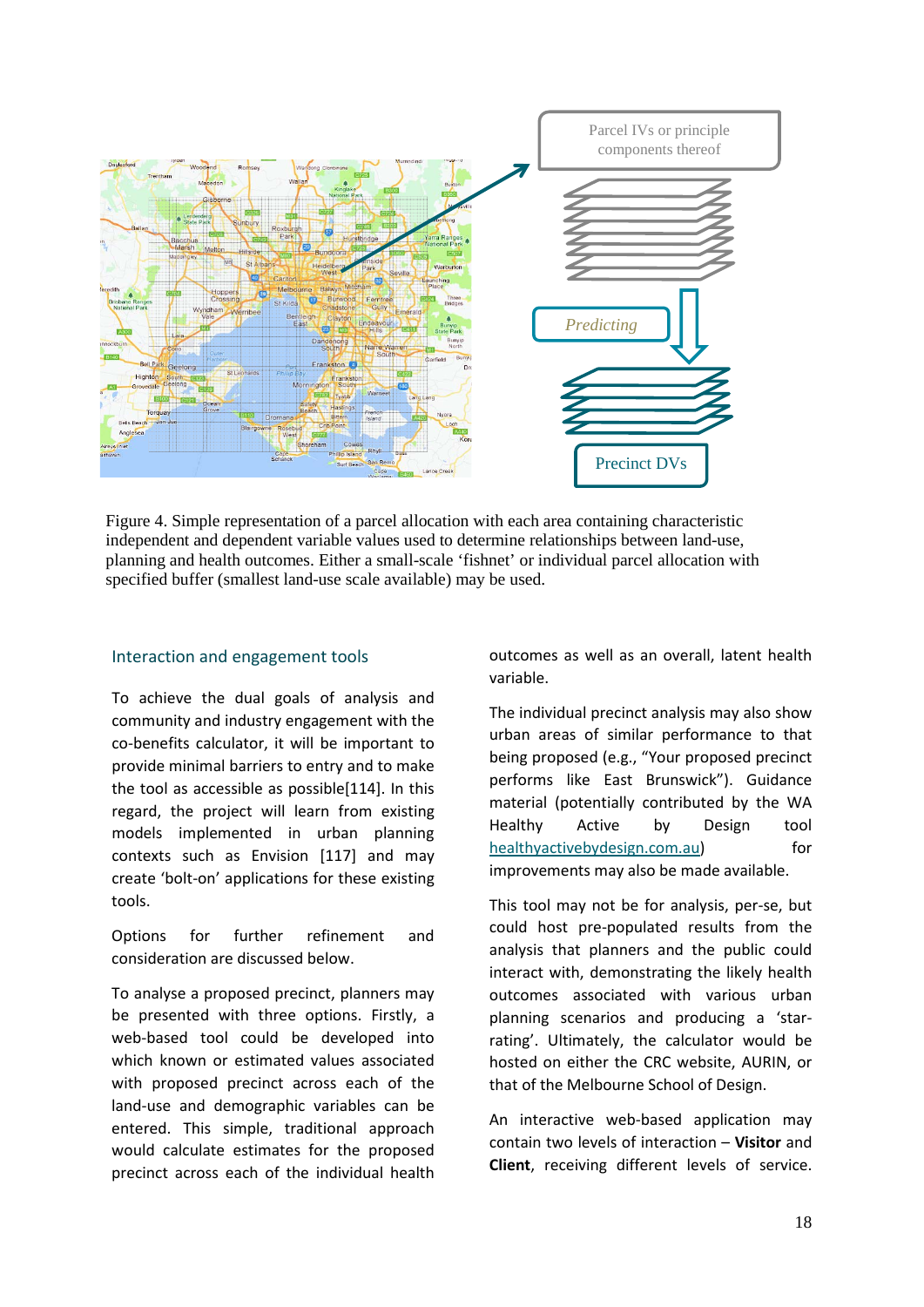Figure 4. Simple representation of a parcel allocation with each area containing characteristic independent and dependent variable values used to determine relationships between land-use, planning and health outcomes. Either a small-scale 'fishnet' or individual parcel allocation with specified buffer (smallest land-use scale available) may be used.

## Interaction and engagement tools

To achieve the dual goals of analysis and community and industry engagement with the co-benefits calculator, it will be important to provide minimal barriers to entry and to make the tool as accessible as possible[114]. In this regard, the project will learn from existing models implemented in urban planning contexts such as Envision [117] and may create 'bolt-on' applications for these existing tools.

Options for further refinement and consideration are discussed below.

To analyse a proposed precinct, planners may be presented with three options. Firstly, a web-based tool could be developed into which known or estimated values associated with proposed precinct across each of the land-use and demographic variables can be entered. This simple, traditional approach would calculate estimates for the proposed precinct across each of the individual health outcomes as well as an overall, latent health variable.

The individual precinct analysis may also show urban areas of similar performance to that being proposed (e.g., "Your proposed precinct performs like East Brunswick"). Guidance material (potentially contributed by the WA Healthy Active by Design tool healthyactivebydesign.com.au) for improvements may also be made available.

This tool may not be for analysis, per-se, but could host pre-populated results from the analysis that planners and the public could interact with, demonstrating the likely health outcomes associated with various urban planning scenarios and producing a 'star-rating'. Ultimately, the calculator would be hosted on either the CRC website, AURIN, or that of the Melbourne School of Design.

An interactive web-based application may contain two levels of interaction – **Visitor** and **Client**, receiving different levels of service.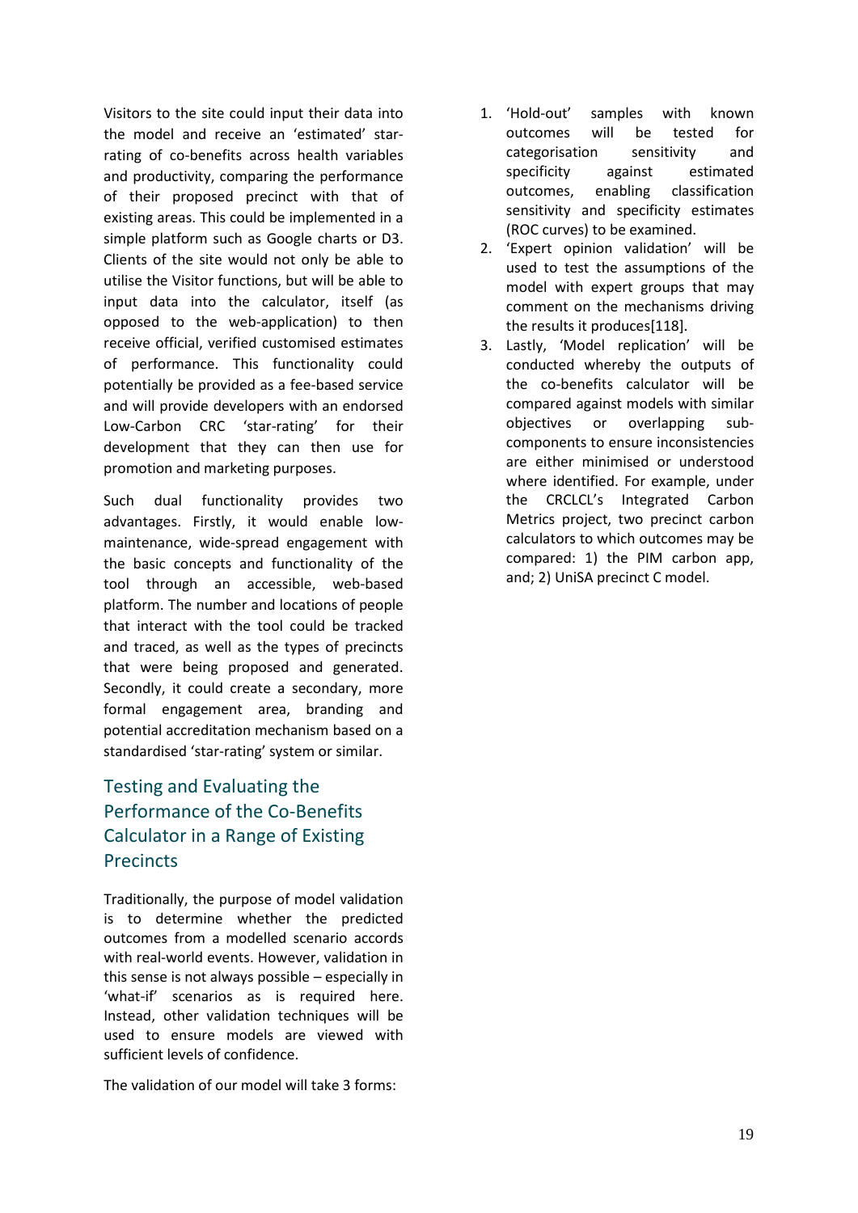Visitors to the site could input their data into the model and receive an 'estimated' star-rating of co-benefits across health variables and productivity, comparing the performance of their proposed precinct with that of existing areas. This could be implemented in a simple platform such as Google charts or D3. Clients of the site would not only be able to utilise the Visitor functions, but will be able to input data into the calculator, itself (as opposed to the web-application) to then receive official, verified customised estimates of performance. This functionality could potentially be provided as a fee-based service and will provide developers with an endorsed Low-Carbon CRC 'star-rating' for their development that they can then use for promotion and marketing purposes.

Such dual functionality provides two advantages. Firstly, it would enable low-maintenance, wide-spread engagement with the basic concepts and functionality of the tool through an accessible, web-based platform. The number and locations of people that interact with the tool could be tracked and traced, as well as the types of precincts that were being proposed and generated. Secondly, it could create a secondary, more formal engagement area, branding and potential accreditation mechanism based on a standardised 'star-rating' system or similar.

## Testing and Evaluating the Performance of the Co-Benefits Calculator in a Range of Existing Precincts

Traditionally, the purpose of model validation is to determine whether the predicted outcomes from a modelled scenario accords with real-world events. However, validation in this sense is not always possible – especially in 'what-if' scenarios as is required here. Instead, other validation techniques will be used to ensure models are viewed with sufficient levels of confidence.

The validation of our model will take 3 forms:

1. 'Hold-out' samples with known outcomes will be tested for categorisation sensitivity and specificity against estimated outcomes, enabling classification sensitivity and specificity estimates (ROC curves) to be examined.
2. 'Expert opinion validation' will be used to test the assumptions of the model with expert groups that may comment on the mechanisms driving the results it produces[118].
3. Lastly, 'Model replication' will be conducted whereby the outputs of the co-benefits calculator will be compared against models with similar objectives or overlapping sub-components to ensure inconsistencies are either minimised or understood where identified. For example, under the CRCLCL's Integrated Carbon Metrics project, two precinct carbon calculators to which outcomes may be compared: 1) the PIM carbon app, and; 2) UniSA precinct C model.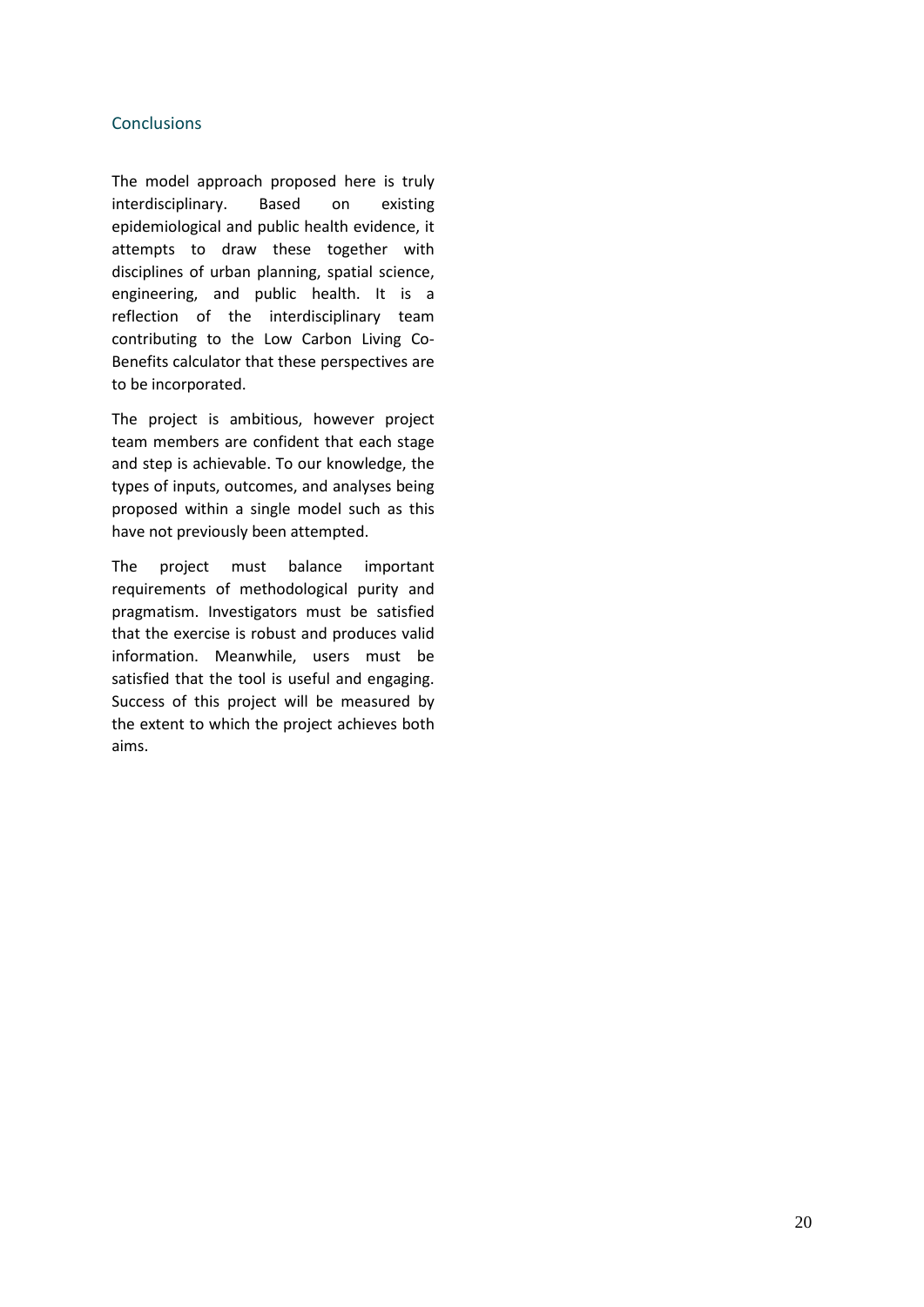## Conclusions

The model approach proposed here is truly interdisciplinary. Based on existing epidemiological and public health evidence, it attempts to draw these together with disciplines of urban planning, spatial science, engineering, and public health. It is a reflection of the interdisciplinary team contributing to the Low Carbon Living Co-Benefits calculator that these perspectives are to be incorporated.

The project is ambitious, however project team members are confident that each stage and step is achievable. To our knowledge, the types of inputs, outcomes, and analyses being proposed within a single model such as this have not previously been attempted.

The project must balance important requirements of methodological purity and pragmatism. Investigators must be satisfied that the exercise is robust and produces valid information. Meanwhile, users must be satisfied that the tool is useful and engaging. Success of this project will be measured by the extent to which the project achieves both aims.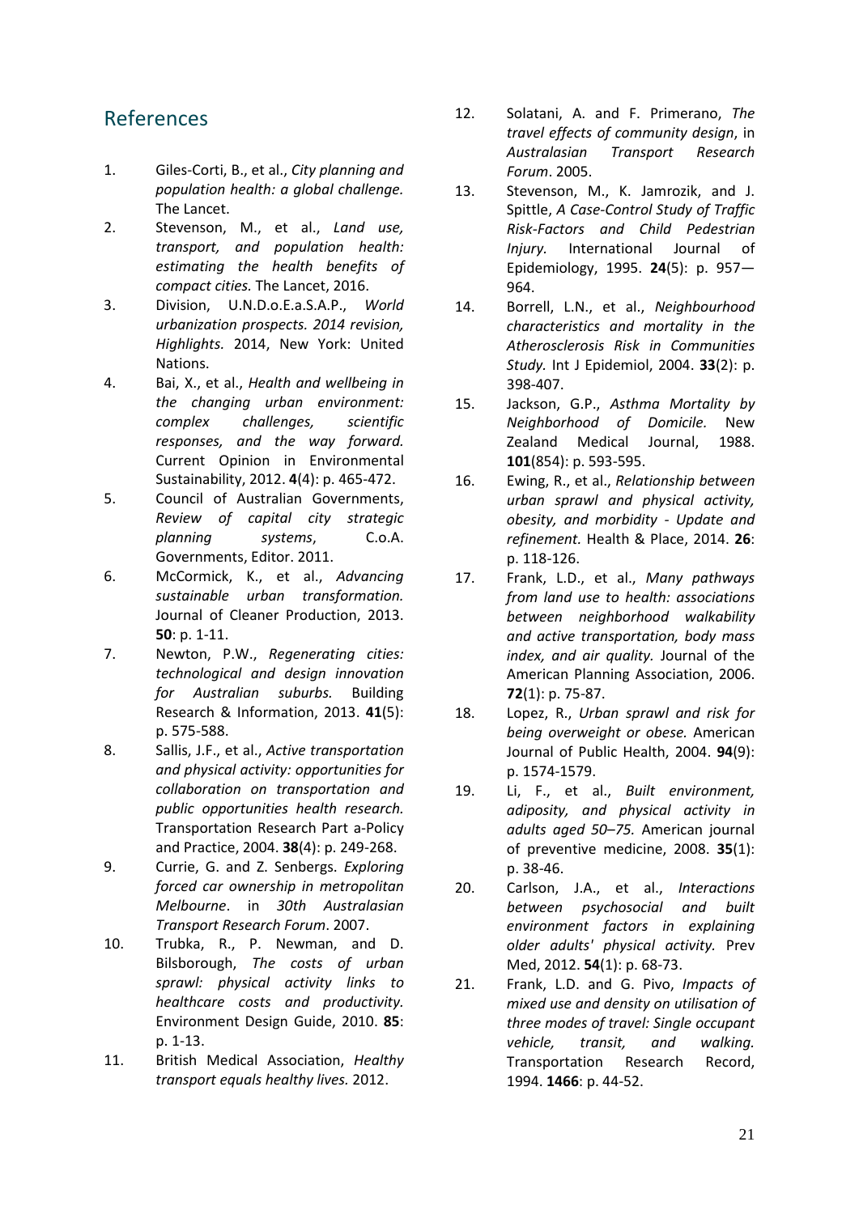## References

1. Giles-Corti, B., et al., *City planning and population health: a global challenge.* The Lancet.
2. Stevenson, M., et al., *Land use, transport, and population health: estimating the health benefits of compact cities.* The Lancet, 2016.
3. Division, U.N.D.o.E.a.S.A.P., *World urbanization prospects. 2014 revision, Highlights.* 2014, New York: United Nations.
4. Bai, X., et al., *Health and wellbeing in the changing urban environment: complex challenges, scientific responses, and the way forward.* Current Opinion in Environmental Sustainability, 2012. **4**(4): p. 465-472.
5. Council of Australian Governments, *Review of capital city strategic planning systems*, C.o.A. Governments, Editor. 2011.
6. McCormick, K., et al., *Advancing sustainable urban transformation.* Journal of Cleaner Production, 2013. **50**: p. 1-11.
7. Newton, P.W., *Regenerating cities: technological and design innovation for Australian suburbs.* Building Research & Information, 2013. **41**(5): p. 575-588.
8. Sallis, J.F., et al., *Active transportation and physical activity: opportunities for collaboration on transportation and public opportunities health research.* Transportation Research Part a-Policy and Practice, 2004. **38**(4): p. 249-268.
9. Currie, G. and Z. Senbergs. *Exploring forced car ownership in metropolitan Melbourne*. in *30th Australasian Transport Research Forum*. 2007.
10. Trubka, R., P. Newman, and D. Bilsborough, *The costs of urban sprawl: physical activity links to healthcare costs and productivity.* Environment Design Guide, 2010. **85**: p. 1-13.
11. British Medical Association, *Healthy transport equals healthy lives.* 2012.
12. Solatani, A. and F. Primerano, *The travel effects of community design*, in *Australasian Transport Research Forum*. 2005.
13. Stevenson, M., K. Jamrozik, and J. Spittle, *A Case-Control Study of Traffic Risk-Factors and Child Pedestrian Injury.* International Journal of Epidemiology, 1995. **24**(5): p. 957—964.
14. Borrell, L.N., et al., *Neighbourhood characteristics and mortality in the Atherosclerosis Risk in Communities Study.* Int J Epidemiol, 2004. **33**(2): p. 398-407.
15. Jackson, G.P., *Asthma Mortality by Neighborhood of Domicile.* New Zealand Medical Journal, 1988. **101**(854): p. 593-595.
16. Ewing, R., et al., *Relationship between urban sprawl and physical activity, obesity, and morbidity - Update and refinement.* Health & Place, 2014. **26**: p. 118-126.
17. Frank, L.D., et al., *Many pathways from land use to health: associations between neighborhood walkability and active transportation, body mass index, and air quality.* Journal of the American Planning Association, 2006. **72**(1): p. 75-87.
18. Lopez, R., *Urban sprawl and risk for being overweight or obese.* American Journal of Public Health, 2004. **94**(9): p. 1574-1579.
19. Li, F., et al., *Built environment, adiposity, and physical activity in adults aged 50–75.* American journal of preventive medicine, 2008. **35**(1): p. 38-46.
20. Carlson, J.A., et al., *Interactions between psychosocial and built environment factors in explaining older adults' physical activity.* Prev Med, 2012. **54**(1): p. 68-73.
21. Frank, L.D. and G. Pivo, *Impacts of mixed use and density on utilisation of three modes of travel: Single occupant vehicle, transit, and walking.* Transportation Research Record, 1994. **1466**: p. 44-52.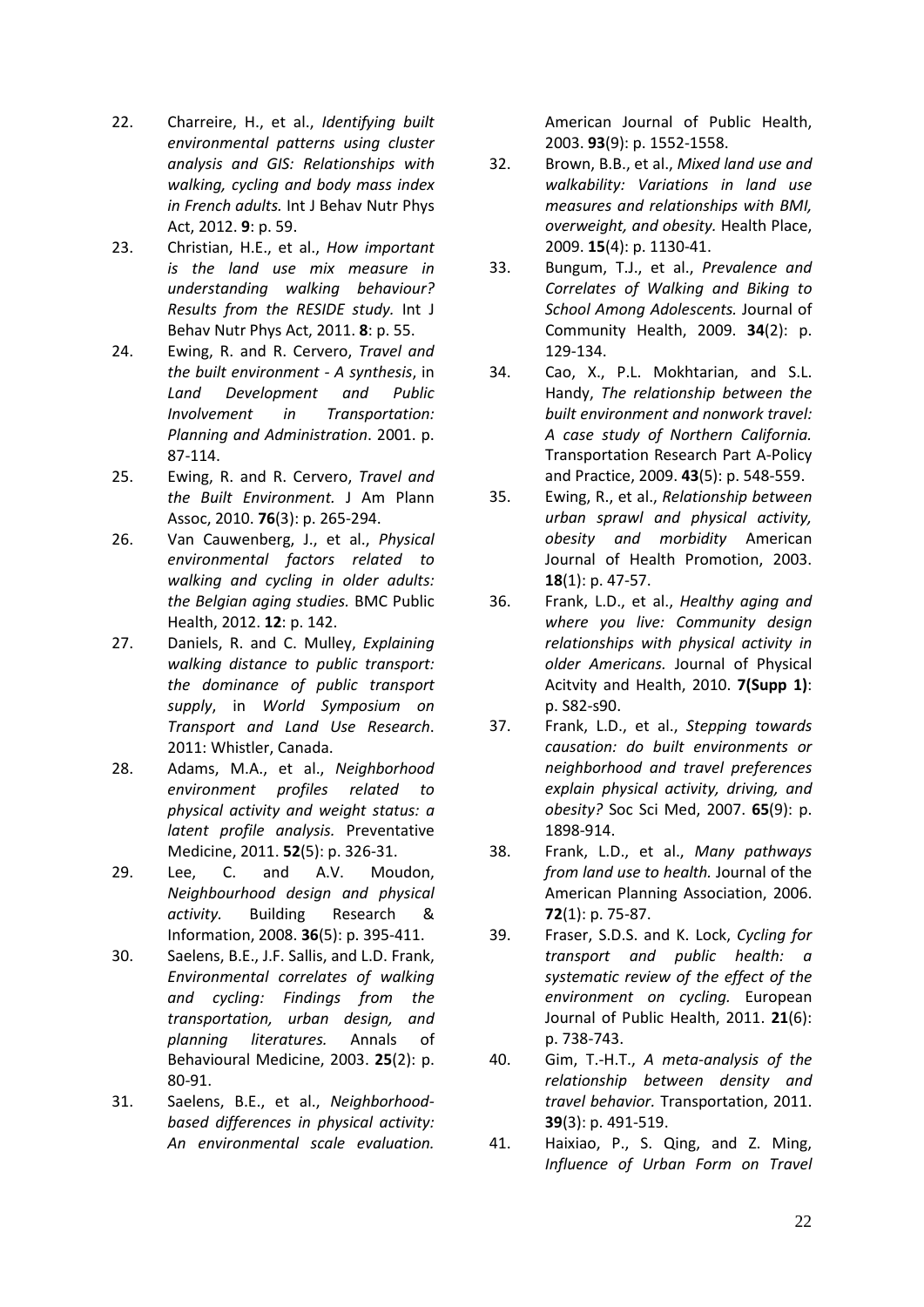22. Charreire, H., et al., *Identifying built environmental patterns using cluster analysis and GIS: Relationships with walking, cycling and body mass index in French adults.* Int J Behav Nutr Phys Act, 2012. **9**: p. 59.
23. Christian, H.E., et al., *How important is the land use mix measure in understanding walking behaviour? Results from the RESIDE study.* Int J Behav Nutr Phys Act, 2011. **8**: p. 55.
24. Ewing, R. and R. Cervero, *Travel and the built environment - A synthesis*, in *Land Development and Public Involvement in Transportation: Planning and Administration*. 2001. p. 87-114.
25. Ewing, R. and R. Cervero, *Travel and the Built Environment.* J Am Plann Assoc, 2010. **76**(3): p. 265-294.
26. Van Cauwenberg, J., et al., *Physical environmental factors related to walking and cycling in older adults: the Belgian aging studies.* BMC Public Health, 2012. **12**: p. 142.
27. Daniels, R. and C. Mulley, *Explaining walking distance to public transport: the dominance of public transport supply*, in *World Symposium on Transport and Land Use Research*. 2011: Whistler, Canada.
28. Adams, M.A., et al., *Neighborhood environment profiles related to physical activity and weight status: a latent profile analysis.* Preventative Medicine, 2011. **52**(5): p. 326-31.
29. Lee, C. and A.V. Moudon, *Neighbourhood design and physical activity.* Building Research & Information, 2008. **36**(5): p. 395-411.
30. Saelens, B.E., J.F. Sallis, and L.D. Frank, *Environmental correlates of walking and cycling: Findings from the transportation, urban design, and planning literatures.* Annals of Behavioural Medicine, 2003. **25**(2): p. 80-91.
31. Saelens, B.E., et al., *Neighborhood-based differences in physical activity: An environmental scale evaluation.* American Journal of Public Health, 2003. **93**(9): p. 1552-1558.
32. Brown, B.B., et al., *Mixed land use and walkability: Variations in land use measures and relationships with BMI, overweight, and obesity.* Health Place, 2009. **15**(4): p. 1130-41.
33. Bungum, T.J., et al., *Prevalence and Correlates of Walking and Biking to School Among Adolescents.* Journal of Community Health, 2009. **34**(2): p. 129-134.
34. Cao, X., P.L. Mokhtarian, and S.L. Handy, *The relationship between the built environment and nonwork travel: A case study of Northern California.* Transportation Research Part A-Policy and Practice, 2009. **43**(5): p. 548-559.
35. Ewing, R., et al., *Relationship between urban sprawl and physical activity, obesity and morbidity* American Journal of Health Promotion, 2003. **18**(1): p. 47-57.
36. Frank, L.D., et al., *Healthy aging and where you live: Community design relationships with physical activity in older Americans.* Journal of Physical Acitvity and Health, 2010. **7(Supp 1)**: p. S82-s90.
37. Frank, L.D., et al., *Stepping towards causation: do built environments or neighborhood and travel preferences explain physical activity, driving, and obesity?* Soc Sci Med, 2007. **65**(9): p. 1898-914.
38. Frank, L.D., et al., *Many pathways from land use to health.* Journal of the American Planning Association, 2006. **72**(1): p. 75-87.
39. Fraser, S.D.S. and K. Lock, *Cycling for transport and public health: a systematic review of the effect of the environment on cycling.* European Journal of Public Health, 2011. **21**(6): p. 738-743.
40. Gim, T.-H.T., *A meta-analysis of the relationship between density and travel behavior.* Transportation, 2011. **39**(3): p. 491-519.
41. Haixiao, P., S. Qing, and Z. Ming, *Influence of Urban Form on Travel*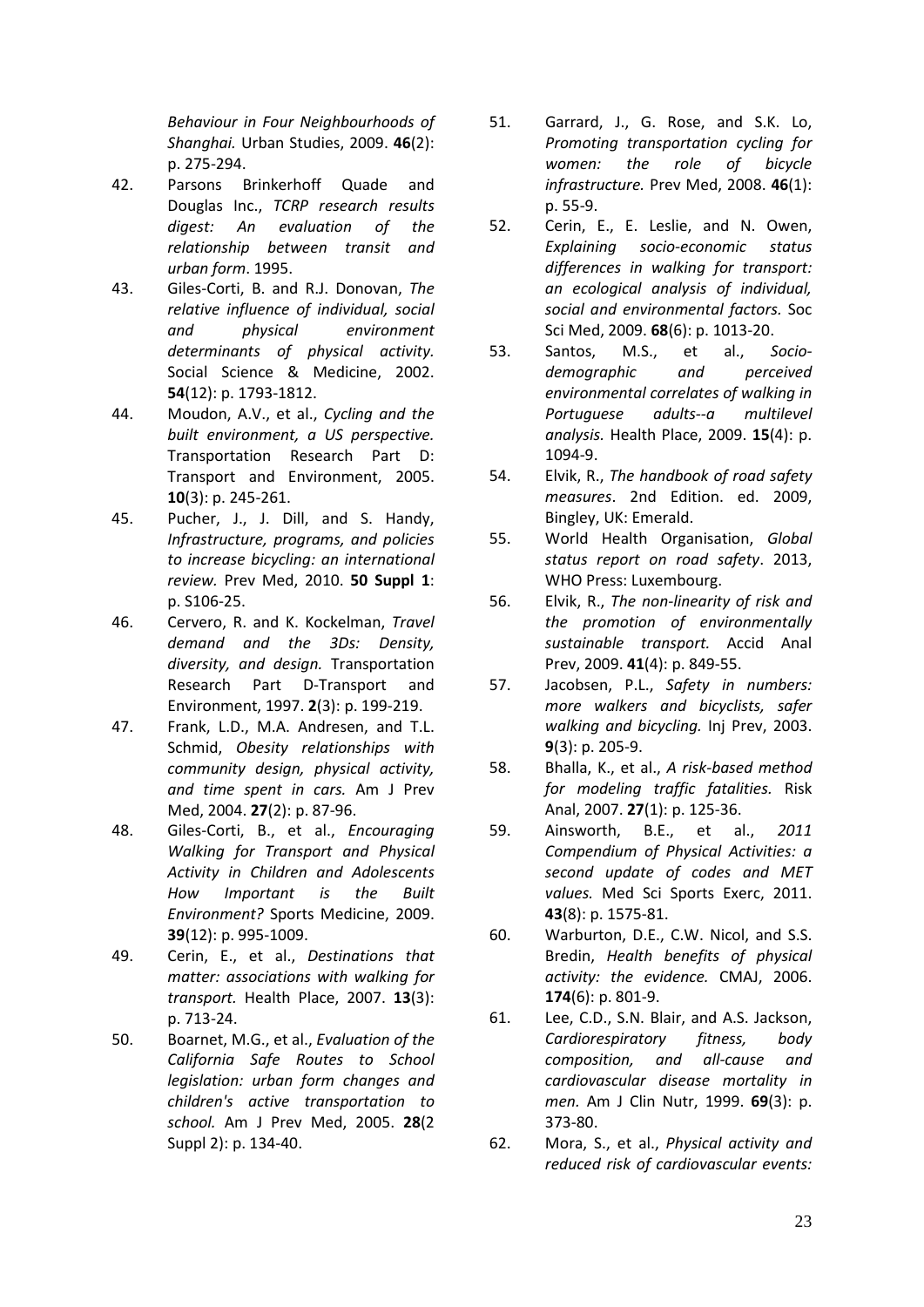*Behaviour in Four Neighbourhoods of Shanghai.* Urban Studies, 2009. **46**(2): p. 275-294.

42. Parsons Brinkerhoff Quade and Douglas Inc., *TCRP research results digest: An evaluation of the relationship between transit and urban form*. 1995.
43. Giles-Corti, B. and R.J. Donovan, *The relative influence of individual, social and physical environment determinants of physical activity.* Social Science & Medicine, 2002. **54**(12): p. 1793-1812.
44. Moudon, A.V., et al., *Cycling and the built environment, a US perspective.* Transportation Research Part D: Transport and Environment, 2005. **10**(3): p. 245-261.
45. Pucher, J., J. Dill, and S. Handy, *Infrastructure, programs, and policies to increase bicycling: an international review.* Prev Med, 2010. **50 Suppl 1**: p. S106-25.
46. Cervero, R. and K. Kockelman, *Travel demand and the 3Ds: Density, diversity, and design.* Transportation Research Part D-Transport and Environment, 1997. **2**(3): p. 199-219.
47. Frank, L.D., M.A. Andresen, and T.L. Schmid, *Obesity relationships with community design, physical activity, and time spent in cars.* Am J Prev Med, 2004. **27**(2): p. 87-96.
48. Giles-Corti, B., et al., *Encouraging Walking for Transport and Physical Activity in Children and Adolescents How Important is the Built Environment?* Sports Medicine, 2009. **39**(12): p. 995-1009.
49. Cerin, E., et al., *Destinations that matter: associations with walking for transport.* Health Place, 2007. **13**(3): p. 713-24.
50. Boarnet, M.G., et al., *Evaluation of the California Safe Routes to School legislation: urban form changes and children's active transportation to school.* Am J Prev Med, 2005. **28**(2 Suppl 2): p. 134-40.
51. Garrard, J., G. Rose, and S.K. Lo, *Promoting transportation cycling for women: the role of bicycle infrastructure.* Prev Med, 2008. **46**(1): p. 55-9.
52. Cerin, E., E. Leslie, and N. Owen, *Explaining socio-economic status differences in walking for transport: an ecological analysis of individual, social and environmental factors.* Soc Sci Med, 2009. **68**(6): p. 1013-20.
53. Santos, M.S., et al., *Socio-demographic and perceived environmental correlates of walking in Portuguese adults--a multilevel analysis.* Health Place, 2009. **15**(4): p. 1094-9.
54. Elvik, R., *The handbook of road safety measures*. 2nd Edition. ed. 2009, Bingley, UK: Emerald.
55. World Health Organisation, *Global status report on road safety*. 2013, WHO Press: Luxembourg.
56. Elvik, R., *The non-linearity of risk and the promotion of environmentally sustainable transport.* Accid Anal Prev, 2009. **41**(4): p. 849-55.
57. Jacobsen, P.L., *Safety in numbers: more walkers and bicyclists, safer walking and bicycling.* Inj Prev, 2003. **9**(3): p. 205-9.
58. Bhalla, K., et al., *A risk-based method for modeling traffic fatalities.* Risk Anal, 2007. **27**(1): p. 125-36.
59. Ainsworth, B.E., et al., *2011 Compendium of Physical Activities: a second update of codes and MET values.* Med Sci Sports Exerc, 2011. **43**(8): p. 1575-81.
60. Warburton, D.E., C.W. Nicol, and S.S. Bredin, *Health benefits of physical activity: the evidence.* CMAJ, 2006. **174**(6): p. 801-9.
61. Lee, C.D., S.N. Blair, and A.S. Jackson, *Cardiorespiratory fitness, body composition, and all-cause and cardiovascular disease mortality in men.* Am J Clin Nutr, 1999. **69**(3): p. 373-80.
62. Mora, S., et al., *Physical activity and reduced risk of cardiovascular events:*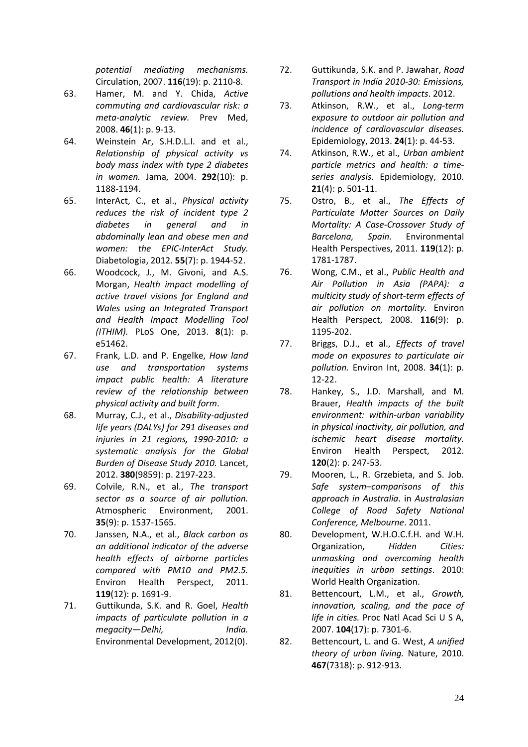*potential mediating mechanisms.* Circulation, 2007. **116**(19): p. 2110-8.

63. Hamer, M. and Y. Chida, *Active commuting and cardiovascular risk: a meta-analytic review.* Prev Med, 2008. **46**(1): p. 9-13.
64. Weinstein Ar, S.H.D.L.I. and et al., *Relationship of physical activity vs body mass index with type 2 diabetes in women.* Jama, 2004. **292**(10): p. 1188-1194.
65. InterAct, C., et al., *Physical activity reduces the risk of incident type 2 diabetes in general and in abdominally lean and obese men and women: the EPIC-InterAct Study.* Diabetologia, 2012. **55**(7): p. 1944-52.
66. Woodcock, J., M. Givoni, and A.S. Morgan, *Health impact modelling of active travel visions for England and Wales using an Integrated Transport and Health Impact Modelling Tool (ITHIM).* PLoS One, 2013. **8**(1): p. e51462.
67. Frank, L.D. and P. Engelke, *How land use and transportation systems impact public health: A literature review of the relationship between physical activity and built form*.
68. Murray, C.J., et al., *Disability-adjusted life years (DALYs) for 291 diseases and injuries in 21 regions, 1990-2010: a systematic analysis for the Global Burden of Disease Study 2010.* Lancet, 2012. **380**(9859): p. 2197-223.
69. Colvile, R.N., et al., *The transport sector as a source of air pollution.* Atmospheric Environment, 2001. **35**(9): p. 1537-1565.
70. Janssen, N.A., et al., *Black carbon as an additional indicator of the adverse health effects of airborne particles compared with PM10 and PM2.5.* Environ Health Perspect, 2011. **119**(12): p. 1691-9.
71. Guttikunda, S.K. and R. Goel, *Health impacts of particulate pollution in a megacity—Delhi, India.* Environmental Development, 2012(0).
72. Guttikunda, S.K. and P. Jawahar, *Road Transport in India 2010-30: Emissions, pollutions and health impacts*. 2012.
73. Atkinson, R.W., et al., *Long-term exposure to outdoor air pollution and incidence of cardiovascular diseases.* Epidemiology, 2013. **24**(1): p. 44-53.
74. Atkinson, R.W., et al., *Urban ambient particle metrics and health: a time-series analysis.* Epidemiology, 2010. **21**(4): p. 501-11.
75. Ostro, B., et al., *The Effects of Particulate Matter Sources on Daily Mortality: A Case-Crossover Study of Barcelona, Spain.* Environmental Health Perspectives, 2011. **119**(12): p. 1781-1787.
76. Wong, C.M., et al., *Public Health and Air Pollution in Asia (PAPA): a multicity study of short-term effects of air pollution on mortality.* Environ Health Perspect, 2008. **116**(9): p. 1195-202.
77. Briggs, D.J., et al., *Effects of travel mode on exposures to particulate air pollution.* Environ Int, 2008. **34**(1): p. 12-22.
78. Hankey, S., J.D. Marshall, and M. Brauer, *Health impacts of the built environment: within-urban variability in physical inactivity, air pollution, and ischemic heart disease mortality.* Environ Health Perspect, 2012. **120**(2): p. 247-53.
79. Mooren, L., R. Grzebieta, and S. Job. *Safe system–comparisons of this approach in Australia*. in *Australasian College of Road Safety National Conference, Melbourne*. 2011.
80. Development, W.H.O.C.f.H. and W.H. Organization, *Hidden Cities: unmasking and overcoming health inequities in urban settings*. 2010: World Health Organization.
81. Bettencourt, L.M., et al., *Growth, innovation, scaling, and the pace of life in cities.* Proc Natl Acad Sci U S A, 2007. **104**(17): p. 7301-6.
82. Bettencourt, L. and G. West, *A unified theory of urban living.* Nature, 2010. **467**(7318): p. 912-913.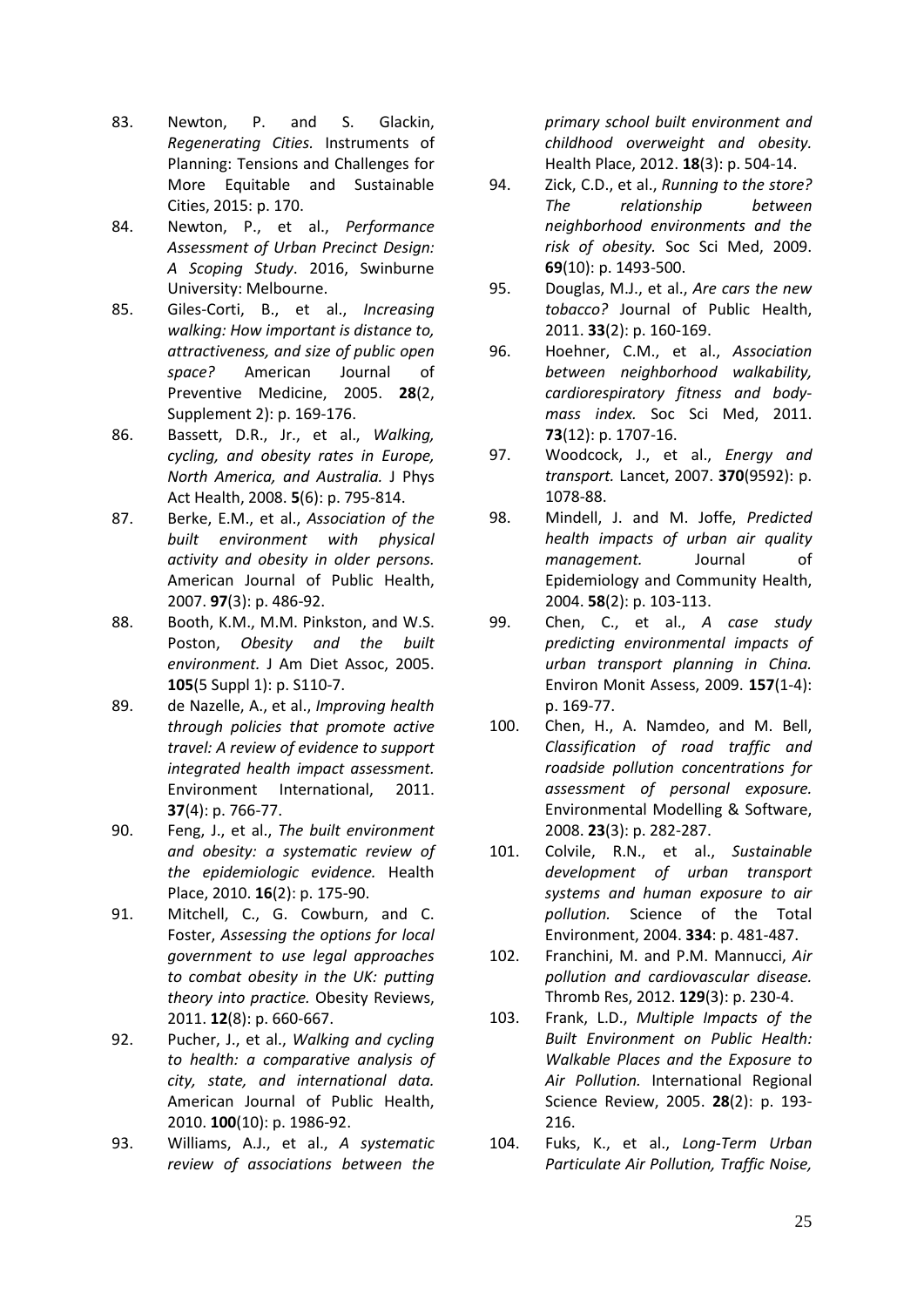83. Newton, P. and S. Glackin, *Regenerating Cities.* Instruments of Planning: Tensions and Challenges for More Equitable and Sustainable Cities, 2015: p. 170.
84. Newton, P., et al., *Performance Assessment of Urban Precinct Design: A Scoping Study*. 2016, Swinburne University: Melbourne.
85. Giles-Corti, B., et al., *Increasing walking: How important is distance to, attractiveness, and size of public open space?* American Journal of Preventive Medicine, 2005. **28**(2, Supplement 2): p. 169-176.
86. Bassett, D.R., Jr., et al., *Walking, cycling, and obesity rates in Europe, North America, and Australia.* J Phys Act Health, 2008. **5**(6): p. 795-814.
87. Berke, E.M., et al., *Association of the built environment with physical activity and obesity in older persons.* American Journal of Public Health, 2007. **97**(3): p. 486-92.
88. Booth, K.M., M.M. Pinkston, and W.S. Poston, *Obesity and the built environment.* J Am Diet Assoc, 2005. **105**(5 Suppl 1): p. S110-7.
89. de Nazelle, A., et al., *Improving health through policies that promote active travel: A review of evidence to support integrated health impact assessment.* Environment International, 2011. **37**(4): p. 766-77.
90. Feng, J., et al., *The built environment and obesity: a systematic review of the epidemiologic evidence.* Health Place, 2010. **16**(2): p. 175-90.
91. Mitchell, C., G. Cowburn, and C. Foster, *Assessing the options for local government to use legal approaches to combat obesity in the UK: putting theory into practice.* Obesity Reviews, 2011. **12**(8): p. 660-667.
92. Pucher, J., et al., *Walking and cycling to health: a comparative analysis of city, state, and international data.* American Journal of Public Health, 2010. **100**(10): p. 1986-92.
93. Williams, A.J., et al., *A systematic review of associations between the primary school built environment and childhood overweight and obesity.* Health Place, 2012. **18**(3): p. 504-14.
94. Zick, C.D., et al., *Running to the store? The relationship between neighborhood environments and the risk of obesity.* Soc Sci Med, 2009. **69**(10): p. 1493-500.
95. Douglas, M.J., et al., *Are cars the new tobacco?* Journal of Public Health, 2011. **33**(2): p. 160-169.
96. Hoehner, C.M., et al., *Association between neighborhood walkability, cardiorespiratory fitness and body-mass index.* Soc Sci Med, 2011. **73**(12): p. 1707-16.
97. Woodcock, J., et al., *Energy and transport.* Lancet, 2007. **370**(9592): p. 1078-88.
98. Mindell, J. and M. Joffe, *Predicted health impacts of urban air quality management.* Journal of Epidemiology and Community Health, 2004. **58**(2): p. 103-113.
99. Chen, C., et al., *A case study predicting environmental impacts of urban transport planning in China.* Environ Monit Assess, 2009. **157**(1-4): p. 169-77.
100. Chen, H., A. Namdeo, and M. Bell, *Classification of road traffic and roadside pollution concentrations for assessment of personal exposure.* Environmental Modelling & Software, 2008. **23**(3): p. 282-287.
101. Colvile, R.N., et al., *Sustainable development of urban transport systems and human exposure to air pollution.* Science of the Total Environment, 2004. **334**: p. 481-487.
102. Franchini, M. and P.M. Mannucci, *Air pollution and cardiovascular disease.* Thromb Res, 2012. **129**(3): p. 230-4.
103. Frank, L.D., *Multiple Impacts of the Built Environment on Public Health: Walkable Places and the Exposure to Air Pollution.* International Regional Science Review, 2005. **28**(2): p. 193-216.
104. Fuks, K., et al., *Long-Term Urban Particulate Air Pollution, Traffic Noise,*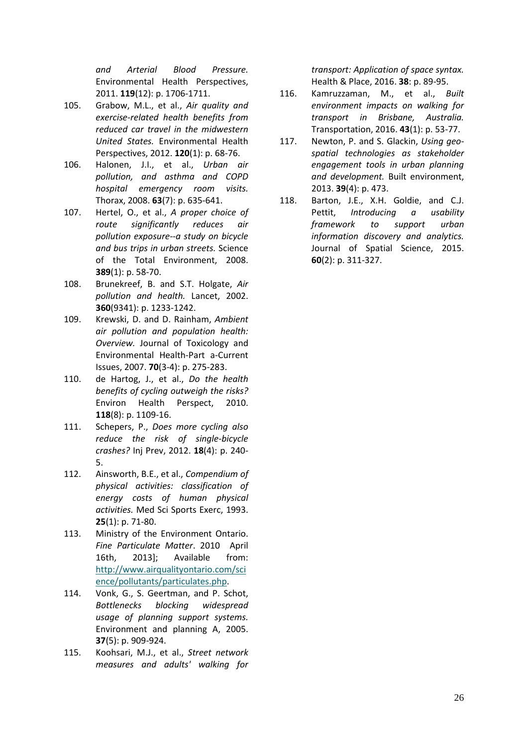*and Arterial Blood Pressure.* Environmental Health Perspectives, 2011. **119**(12): p. 1706-1711.

105. Grabow, M.L., et al., *Air quality and exercise-related health benefits from reduced car travel in the midwestern United States.* Environmental Health Perspectives, 2012. **120**(1): p. 68-76.
106. Halonen, J.I., et al., *Urban air pollution, and asthma and COPD hospital emergency room visits.* Thorax, 2008. **63**(7): p. 635-641.
107. Hertel, O., et al., *A proper choice of route significantly reduces air pollution exposure--a study on bicycle and bus trips in urban streets.* Science of the Total Environment, 2008. **389**(1): p. 58-70.
108. Brunekreef, B. and S.T. Holgate, *Air pollution and health.* Lancet, 2002. **360**(9341): p. 1233-1242.
109. Krewski, D. and D. Rainham, *Ambient air pollution and population health: Overview.* Journal of Toxicology and Environmental Health-Part a-Current Issues, 2007. **70**(3-4): p. 275-283.
110. de Hartog, J., et al., *Do the health benefits of cycling outweigh the risks?* Environ Health Perspect, 2010. **118**(8): p. 1109-16.
111. Schepers, P., *Does more cycling also reduce the risk of single-bicycle crashes?* Inj Prev, 2012. **18**(4): p. 240-5.
112. Ainsworth, B.E., et al., *Compendium of physical activities: classification of energy costs of human physical activities.* Med Sci Sports Exerc, 1993. **25**(1): p. 71-80.
113. Ministry of the Environment Ontario. *Fine Particulate Matter*. 2010 April 16th, 2013]; Available from: [http://www.airqualityontario.com/science/pollutants/particulates.php](http://www.airqualityontario.com/science/pollutants/particulates.php).
114. Vonk, G., S. Geertman, and P. Schot, *Bottlenecks blocking widespread usage of planning support systems.* Environment and planning A, 2005. **37**(5): p. 909-924.
115. Koohsari, M.J., et al., *Street network measures and adults' walking for transport: Application of space syntax.* Health & Place, 2016. **38**: p. 89-95.
116. Kamruzzaman, M., et al., *Built environment impacts on walking for transport in Brisbane, Australia.* Transportation, 2016. **43**(1): p. 53-77.
117. Newton, P. and S. Glackin, *Using geo-spatial technologies as stakeholder engagement tools in urban planning and development.* Built environment, 2013. **39**(4): p. 473.
118. Barton, J.E., X.H. Goldie, and C.J. Pettit, *Introducing a usability framework to support urban information discovery and analytics.* Journal of Spatial Science, 2015. **60**(2): p. 311-327.